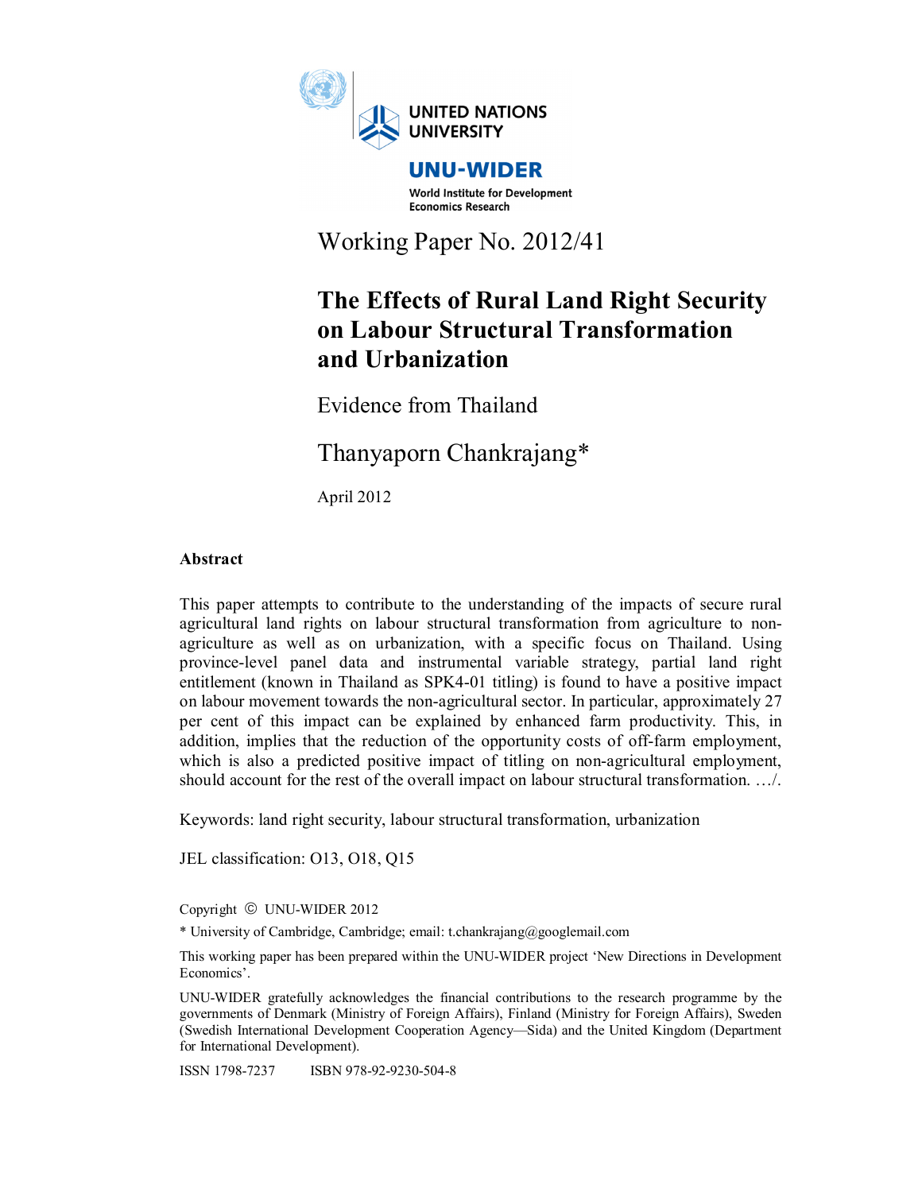UNITED NATIONS UNIVERSITY

UNU-WIDER

World Institute for Development Economics Research

Working Paper No. 2012/41

# The Effects of Rural Land Right Security on Labour Structural Transformation and Urbanization

Evidence from Thailand

Thanyaporn Chankrajang*

April 2012

## Abstract

This paper attempts to contribute to the understanding of the impacts of secure rural agricultural land rights on labour structural transformation from agriculture to non-agriculture as well as on urbanization, with a specific focus on Thailand. Using province-level panel data and instrumental variable strategy, partial land right entitlement (known in Thailand as SPK4-01 titling) is found to have a positive impact on labour movement towards the non-agricultural sector. In particular, approximately 27 per cent of this impact can be explained by enhanced farm productivity. This, in addition, implies that the reduction of the opportunity costs of off-farm employment, which is also a predicted positive impact of titling on non-agricultural employment, should account for the rest of the overall impact on labour structural transformation. …/.

Keywords: land right security, labour structural transformation, urbanization

JEL classification: O13, O18, Q15

Copyright © UNU-WIDER 2012

* University of Cambridge, Cambridge; email: t.chankrajang@googlemail.com

This working paper has been prepared within the UNU-WIDER project 'New Directions in Development Economics'.

UNU-WIDER gratefully acknowledges the financial contributions to the research programme by the governments of Denmark (Ministry of Foreign Affairs), Finland (Ministry for Foreign Affairs), Sweden (Swedish International Development Cooperation Agency—Sida) and the United Kingdom (Department for International Development).

ISSN 1798-7237 ISBN 978-92-9230-504-8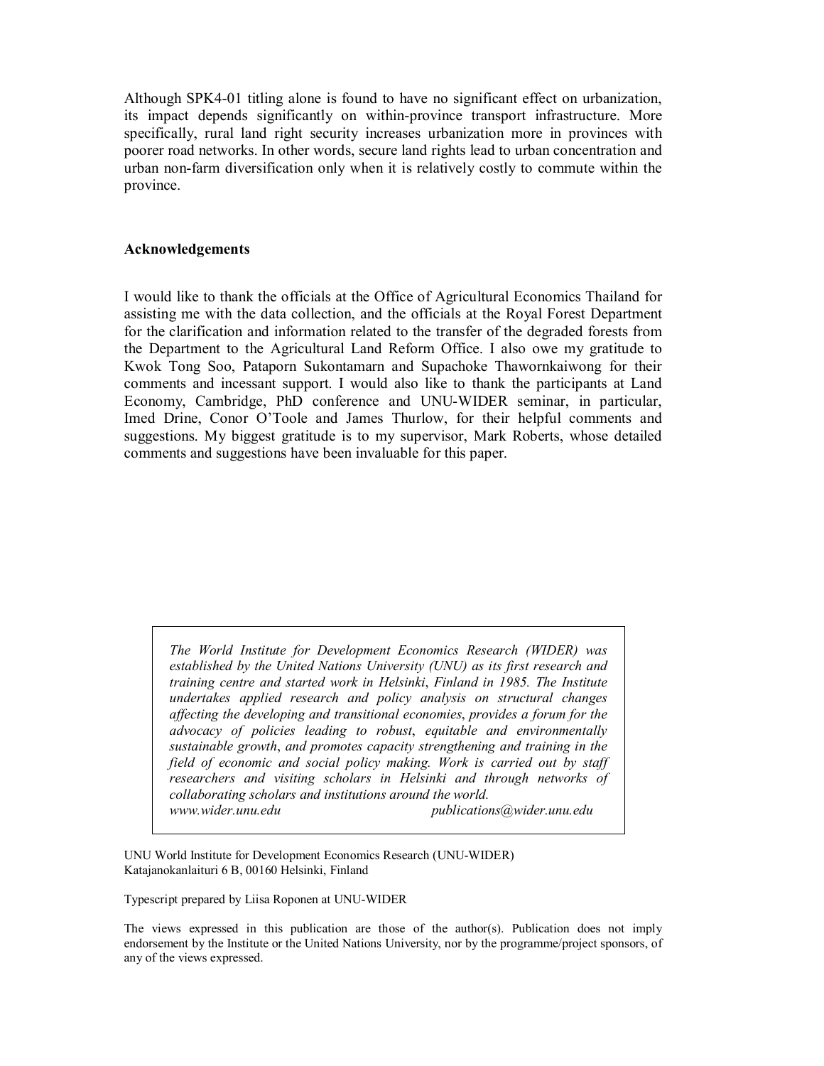Although SPK4-01 titling alone is found to have no significant effect on urbanization, its impact depends significantly on within-province transport infrastructure. More specifically, rural land right security increases urbanization more in provinces with poorer road networks. In other words, secure land rights lead to urban concentration and urban non-farm diversification only when it is relatively costly to commute within the province.

**Acknowledgements**

I would like to thank the officials at the Office of Agricultural Economics Thailand for assisting me with the data collection, and the officials at the Royal Forest Department for the clarification and information related to the transfer of the degraded forests from the Department to the Agricultural Land Reform Office. I also owe my gratitude to Kwok Tong Soo, Pataporn Sukontamarn and Supachoke Thawornkaiwong for their comments and incessant support. I would also like to thank the participants at Land Economy, Cambridge, PhD conference and UNU-WIDER seminar, in particular, Imed Drine, Conor O'Toole and James Thurlow, for their helpful comments and suggestions. My biggest gratitude is to my supervisor, Mark Roberts, whose detailed comments and suggestions have been invaluable for this paper.

*The World Institute for Development Economics Research (WIDER) was established by the United Nations University (UNU) as its first research and training centre and started work in Helsinki, Finland in 1985. The Institute undertakes applied research and policy analysis on structural changes affecting the developing and transitional economies, provides a forum for the advocacy of policies leading to robust, equitable and environmentally sustainable growth, and promotes capacity strengthening and training in the field of economic and social policy making. Work is carried out by staff researchers and visiting scholars in Helsinki and through networks of collaborating scholars and institutions around the world.*
*www.wider.unu.edu* *publications@wider.unu.edu*

UNU World Institute for Development Economics Research (UNU-WIDER)
Katajanokanlaituri 6 B, 00160 Helsinki, Finland

Typescript prepared by Liisa Roponen at UNU-WIDER

The views expressed in this publication are those of the author(s). Publication does not imply endorsement by the Institute or the United Nations University, nor by the programme/project sponsors, of any of the views expressed.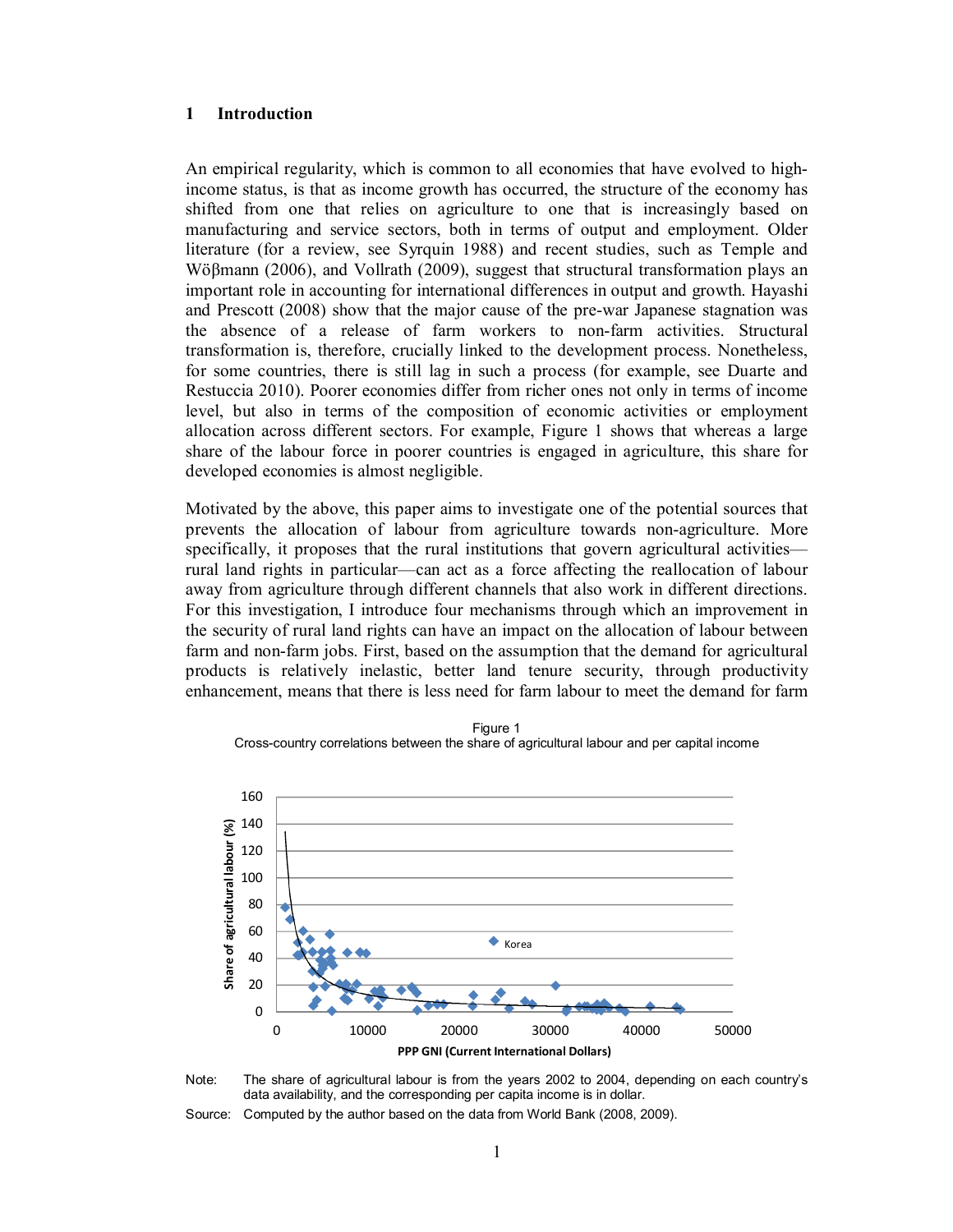## 1 Introduction

An empirical regularity, which is common to all economies that have evolved to high-income status, is that as income growth has occurred, the structure of the economy has shifted from one that relies on agriculture to one that is increasingly based on manufacturing and service sectors, both in terms of output and employment. Older literature (for a review, see Syrquin 1988) and recent studies, such as Temple and Wößmann (2006), and Vollrath (2009), suggest that structural transformation plays an important role in accounting for international differences in output and growth. Hayashi and Prescott (2008) show that the major cause of the pre-war Japanese stagnation was the absence of a release of farm workers to non-farm activities. Structural transformation is, therefore, crucially linked to the development process. Nonetheless, for some countries, there is still lag in such a process (for example, see Duarte and Restuccia 2010). Poorer economies differ from richer ones not only in terms of income level, but also in terms of the composition of economic activities or employment allocation across different sectors. For example, Figure 1 shows that whereas a large share of the labour force in poorer countries is engaged in agriculture, this share for developed economies is almost negligible.

Motivated by the above, this paper aims to investigate one of the potential sources that prevents the allocation of labour from agriculture towards non-agriculture. More specifically, it proposes that the rural institutions that govern agricultural activities—rural land rights in particular—can act as a force affecting the reallocation of labour away from agriculture through different channels that also work in different directions. For this investigation, I introduce four mechanisms through which an improvement in the security of rural land rights can have an impact on the allocation of labour between farm and non-farm jobs. First, based on the assumption that the demand for agricultural products is relatively inelastic, better land tenure security, through productivity enhancement, means that there is less need for farm labour to meet the demand for farm

Figure 1
Cross-country correlations between the share of agricultural labour and per capital income

Note: The share of agricultural labour is from the years 2002 to 2004, depending on each country's data availability, and the corresponding per capita income is in dollar.

Source: Computed by the author based on the data from World Bank (2008, 2009).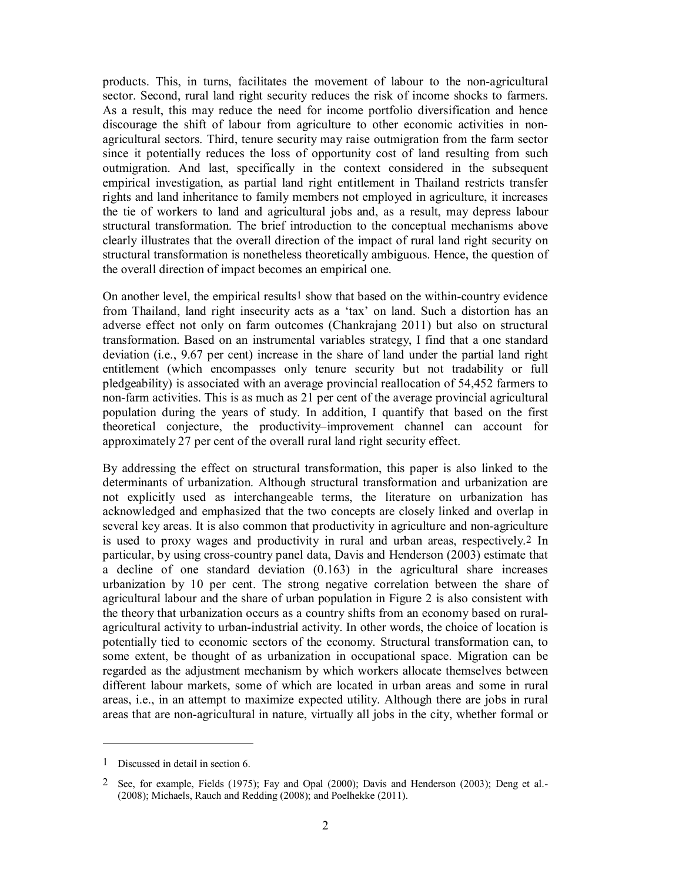products. This, in turns, facilitates the movement of labour to the non-agricultural sector. Second, rural land right security reduces the risk of income shocks to farmers. As a result, this may reduce the need for income portfolio diversification and hence discourage the shift of labour from agriculture to other economic activities in non-agricultural sectors. Third, tenure security may raise outmigration from the farm sector since it potentially reduces the loss of opportunity cost of land resulting from such outmigration. And last, specifically in the context considered in the subsequent empirical investigation, as partial land right entitlement in Thailand restricts transfer rights and land inheritance to family members not employed in agriculture, it increases the tie of workers to land and agricultural jobs and, as a result, may depress labour structural transformation. The brief introduction to the conceptual mechanisms above clearly illustrates that the overall direction of the impact of rural land right security on structural transformation is nonetheless theoretically ambiguous. Hence, the question of the overall direction of impact becomes an empirical one.

On another level, the empirical results[1] show that based on the within-country evidence from Thailand, land right insecurity acts as a 'tax' on land. Such a distortion has an adverse effect not only on farm outcomes (Chankrajang 2011) but also on structural transformation. Based on an instrumental variables strategy, I find that a one standard deviation (i.e., 9.67 per cent) increase in the share of land under the partial land right entitlement (which encompasses only tenure security but not tradability or full pledgeability) is associated with an average provincial reallocation of 54,452 farmers to non-farm activities. This is as much as 21 per cent of the average provincial agricultural population during the years of study. In addition, I quantify that based on the first theoretical conjecture, the productivity–improvement channel can account for approximately 27 per cent of the overall rural land right security effect.

By addressing the effect on structural transformation, this paper is also linked to the determinants of urbanization. Although structural transformation and urbanization are not explicitly used as interchangeable terms, the literature on urbanization has acknowledged and emphasized that the two concepts are closely linked and overlap in several key areas. It is also common that productivity in agriculture and non-agriculture is used to proxy wages and productivity in rural and urban areas, respectively.[2] In particular, by using cross-country panel data, Davis and Henderson (2003) estimate that a decline of one standard deviation (0.163) in the agricultural share increases urbanization by 10 per cent. The strong negative correlation between the share of agricultural labour and the share of urban population in Figure 2 is also consistent with the theory that urbanization occurs as a country shifts from an economy based on rural-agricultural activity to urban-industrial activity. In other words, the choice of location is potentially tied to economic sectors of the economy. Structural transformation can, to some extent, be thought of as urbanization in occupational space. Migration can be regarded as the adjustment mechanism by which workers allocate themselves between different labour markets, some of which are located in urban areas and some in rural areas, i.e., in an attempt to maximize expected utility. Although there are jobs in rural areas that are non-agricultural in nature, virtually all jobs in the city, whether formal or

---

[1] Discussed in detail in section 6.

[2] See, for example, Fields (1975); Fay and Opal (2000); Davis and Henderson (2003); Deng et al.- (2008); Michaels, Rauch and Redding (2008); and Poelhekke (2011).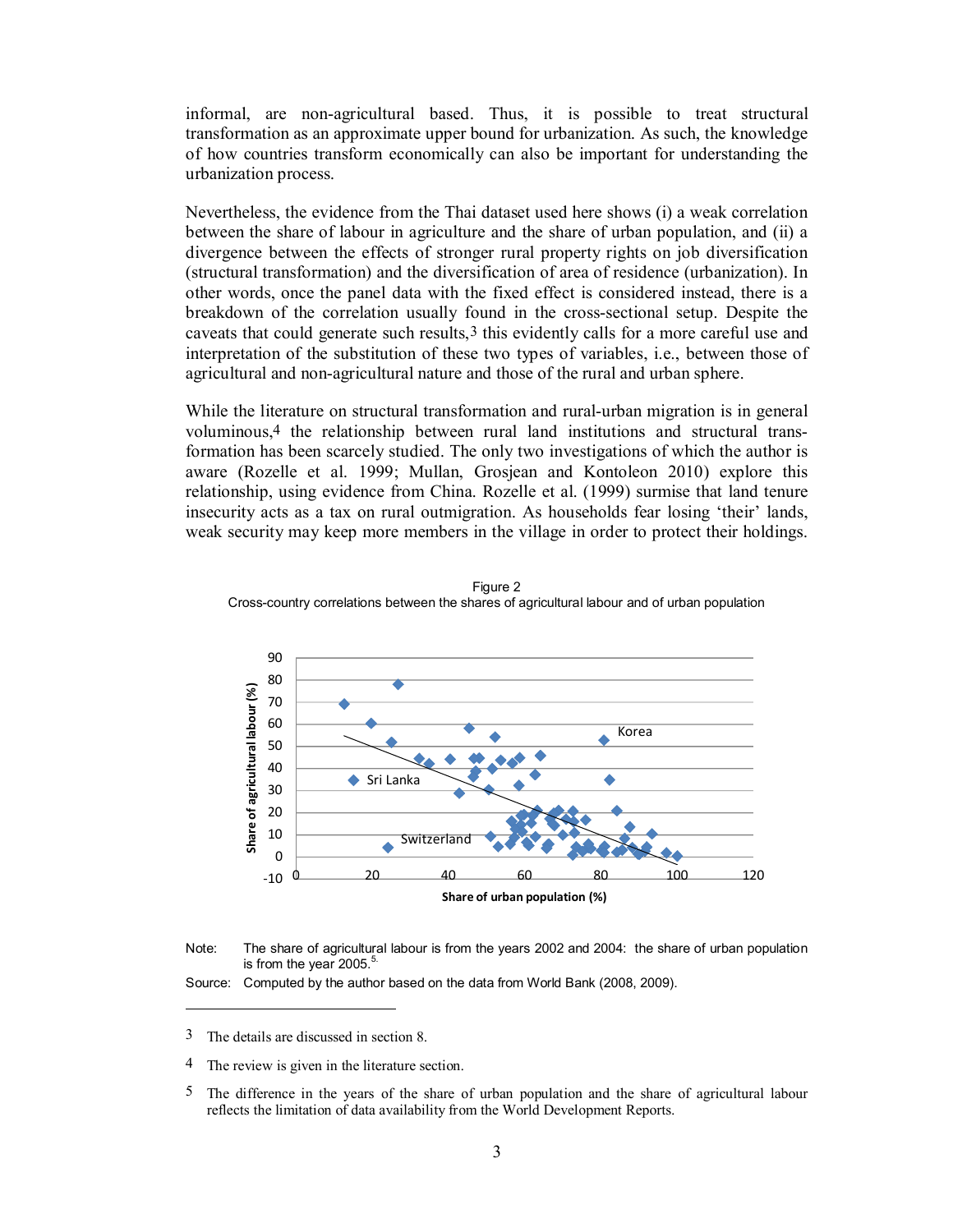informal, are non-agricultural based. Thus, it is possible to treat structural transformation as an approximate upper bound for urbanization. As such, the knowledge of how countries transform economically can also be important for understanding the urbanization process.

Nevertheless, the evidence from the Thai dataset used here shows (i) a weak correlation between the share of labour in agriculture and the share of urban population, and (ii) a divergence between the effects of stronger rural property rights on job diversification (structural transformation) and the diversification of area of residence (urbanization). In other words, once the panel data with the fixed effect is considered instead, there is a breakdown of the correlation usually found in the cross-sectional setup. Despite the caveats that could generate such results,[3] this evidently calls for a more careful use and interpretation of the substitution of these two types of variables, i.e., between those of agricultural and non-agricultural nature and those of the rural and urban sphere.

While the literature on structural transformation and rural-urban migration is in general voluminous,[4] the relationship between rural land institutions and structural transformation has been scarcely studied. The only two investigations of which the author is aware (Rozelle et al. 1999; Mullan, Grosjean and Kontoleon 2010) explore this relationship, using evidence from China. Rozelle et al. (1999) surmise that land tenure insecurity acts as a tax on rural outmigration. As households fear losing 'their' lands, weak security may keep more members in the village in order to protect their holdings.

Figure 2
Cross-country correlations between the shares of agricultural labour and of urban population

Note: The share of agricultural labour is from the years 2002 and 2004: the share of urban population is from the year 2005.[5]

Source: Computed by the author based on the data from World Bank (2008, 2009).

---

3 The details are discussed in section 8.

4 The review is given in the literature section.

5 The difference in the years of the share of urban population and the share of agricultural labour reflects the limitation of data availability from the World Development Reports.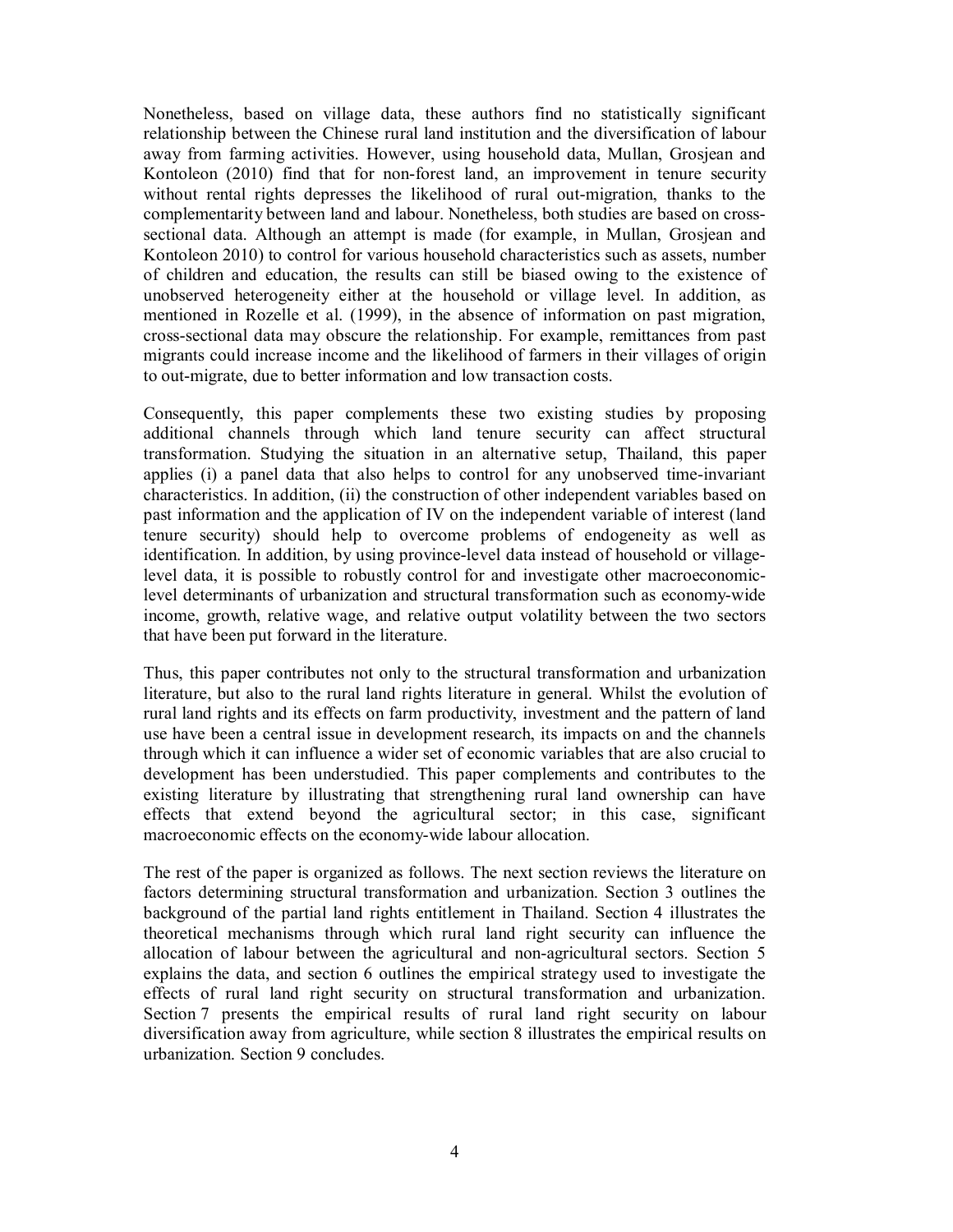Nonetheless, based on village data, these authors find no statistically significant relationship between the Chinese rural land institution and the diversification of labour away from farming activities. However, using household data, Mullan, Grosjean and Kontoleon (2010) find that for non-forest land, an improvement in tenure security without rental rights depresses the likelihood of rural out-migration, thanks to the complementarity between land and labour. Nonetheless, both studies are based on cross-sectional data. Although an attempt is made (for example, in Mullan, Grosjean and Kontoleon 2010) to control for various household characteristics such as assets, number of children and education, the results can still be biased owing to the existence of unobserved heterogeneity either at the household or village level. In addition, as mentioned in Rozelle et al. (1999), in the absence of information on past migration, cross-sectional data may obscure the relationship. For example, remittances from past migrants could increase income and the likelihood of farmers in their villages of origin to out-migrate, due to better information and low transaction costs.

Consequently, this paper complements these two existing studies by proposing additional channels through which land tenure security can affect structural transformation. Studying the situation in an alternative setup, Thailand, this paper applies (i) a panel data that also helps to control for any unobserved time-invariant characteristics. In addition, (ii) the construction of other independent variables based on past information and the application of IV on the independent variable of interest (land tenure security) should help to overcome problems of endogeneity as well as identification. In addition, by using province-level data instead of household or village-level data, it is possible to robustly control for and investigate other macroeconomic-level determinants of urbanization and structural transformation such as economy-wide income, growth, relative wage, and relative output volatility between the two sectors that have been put forward in the literature.

Thus, this paper contributes not only to the structural transformation and urbanization literature, but also to the rural land rights literature in general. Whilst the evolution of rural land rights and its effects on farm productivity, investment and the pattern of land use have been a central issue in development research, its impacts on and the channels through which it can influence a wider set of economic variables that are also crucial to development has been understudied. This paper complements and contributes to the existing literature by illustrating that strengthening rural land ownership can have effects that extend beyond the agricultural sector; in this case, significant macroeconomic effects on the economy-wide labour allocation.

The rest of the paper is organized as follows. The next section reviews the literature on factors determining structural transformation and urbanization. Section 3 outlines the background of the partial land rights entitlement in Thailand. Section 4 illustrates the theoretical mechanisms through which rural land right security can influence the allocation of labour between the agricultural and non-agricultural sectors. Section 5 explains the data, and section 6 outlines the empirical strategy used to investigate the effects of rural land right security on structural transformation and urbanization. Section 7 presents the empirical results of rural land right security on labour diversification away from agriculture, while section 8 illustrates the empirical results on urbanization. Section 9 concludes.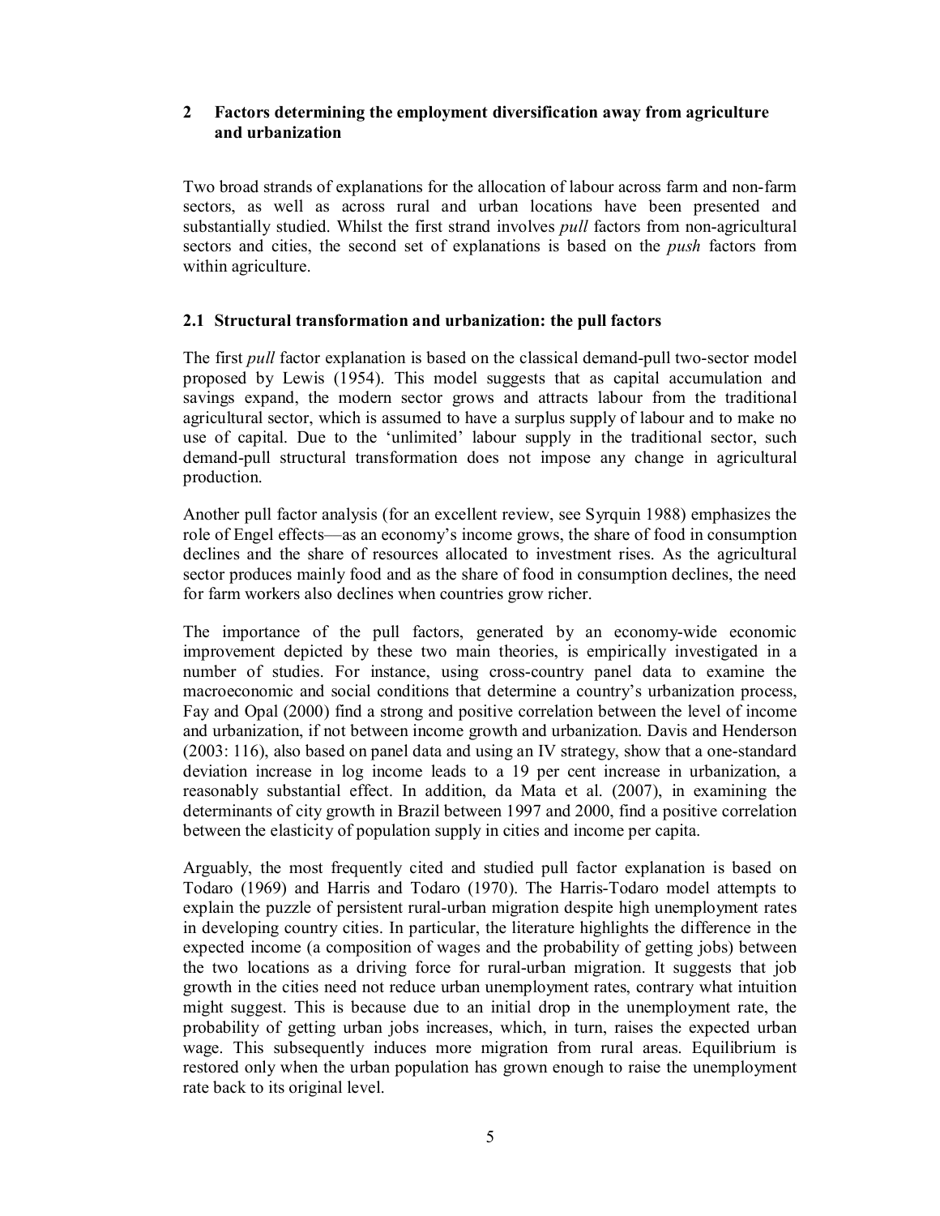## 2 Factors determining the employment diversification away from agriculture and urbanization

Two broad strands of explanations for the allocation of labour across farm and non-farm sectors, as well as across rural and urban locations have been presented and substantially studied. Whilst the first strand involves *pull* factors from non-agricultural sectors and cities, the second set of explanations is based on the *push* factors from within agriculture.

### 2.1 Structural transformation and urbanization: the pull factors

The first *pull* factor explanation is based on the classical demand-pull two-sector model proposed by Lewis (1954). This model suggests that as capital accumulation and savings expand, the modern sector grows and attracts labour from the traditional agricultural sector, which is assumed to have a surplus supply of labour and to make no use of capital. Due to the 'unlimited' labour supply in the traditional sector, such demand-pull structural transformation does not impose any change in agricultural production.

Another pull factor analysis (for an excellent review, see Syrquin 1988) emphasizes the role of Engel effects—as an economy's income grows, the share of food in consumption declines and the share of resources allocated to investment rises. As the agricultural sector produces mainly food and as the share of food in consumption declines, the need for farm workers also declines when countries grow richer.

The importance of the pull factors, generated by an economy-wide economic improvement depicted by these two main theories, is empirically investigated in a number of studies. For instance, using cross-country panel data to examine the macroeconomic and social conditions that determine a country's urbanization process, Fay and Opal (2000) find a strong and positive correlation between the level of income and urbanization, if not between income growth and urbanization. Davis and Henderson (2003: 116), also based on panel data and using an IV strategy, show that a one-standard deviation increase in log income leads to a 19 per cent increase in urbanization, a reasonably substantial effect. In addition, da Mata et al. (2007), in examining the determinants of city growth in Brazil between 1997 and 2000, find a positive correlation between the elasticity of population supply in cities and income per capita.

Arguably, the most frequently cited and studied pull factor explanation is based on Todaro (1969) and Harris and Todaro (1970). The Harris-Todaro model attempts to explain the puzzle of persistent rural-urban migration despite high unemployment rates in developing country cities. In particular, the literature highlights the difference in the expected income (a composition of wages and the probability of getting jobs) between the two locations as a driving force for rural-urban migration. It suggests that job growth in the cities need not reduce urban unemployment rates, contrary what intuition might suggest. This is because due to an initial drop in the unemployment rate, the probability of getting urban jobs increases, which, in turn, raises the expected urban wage. This subsequently induces more migration from rural areas. Equilibrium is restored only when the urban population has grown enough to raise the unemployment rate back to its original level.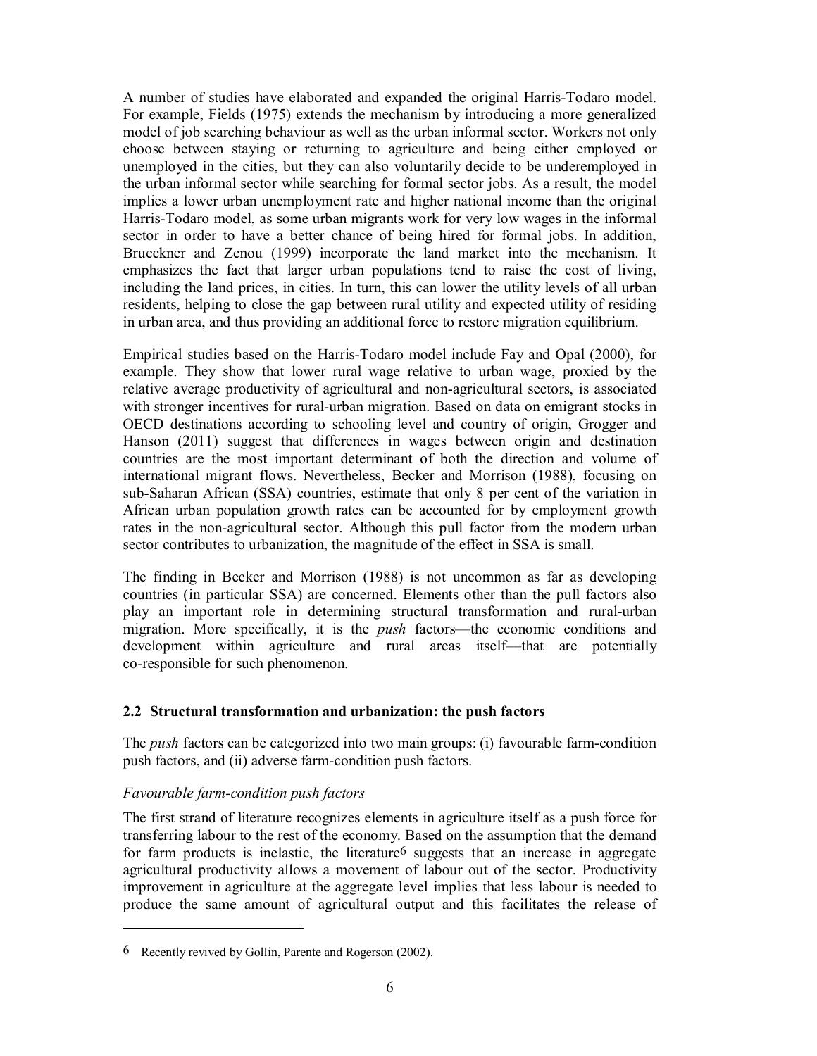A number of studies have elaborated and expanded the original Harris-Todaro model. For example, Fields (1975) extends the mechanism by introducing a more generalized model of job searching behaviour as well as the urban informal sector. Workers not only choose between staying or returning to agriculture and being either employed or unemployed in the cities, but they can also voluntarily decide to be underemployed in the urban informal sector while searching for formal sector jobs. As a result, the model implies a lower urban unemployment rate and higher national income than the original Harris-Todaro model, as some urban migrants work for very low wages in the informal sector in order to have a better chance of being hired for formal jobs. In addition, Brueckner and Zenou (1999) incorporate the land market into the mechanism. It emphasizes the fact that larger urban populations tend to raise the cost of living, including the land prices, in cities. In turn, this can lower the utility levels of all urban residents, helping to close the gap between rural utility and expected utility of residing in urban area, and thus providing an additional force to restore migration equilibrium.

Empirical studies based on the Harris-Todaro model include Fay and Opal (2000), for example. They show that lower rural wage relative to urban wage, proxied by the relative average productivity of agricultural and non-agricultural sectors, is associated with stronger incentives for rural-urban migration. Based on data on emigrant stocks in OECD destinations according to schooling level and country of origin, Grogger and Hanson (2011) suggest that differences in wages between origin and destination countries are the most important determinant of both the direction and volume of international migrant flows. Nevertheless, Becker and Morrison (1988), focusing on sub-Saharan African (SSA) countries, estimate that only 8 per cent of the variation in African urban population growth rates can be accounted for by employment growth rates in the non-agricultural sector. Although this pull factor from the modern urban sector contributes to urbanization, the magnitude of the effect in SSA is small.

The finding in Becker and Morrison (1988) is not uncommon as far as developing countries (in particular SSA) are concerned. Elements other than the pull factors also play an important role in determining structural transformation and rural-urban migration. More specifically, it is the *push* factors—the economic conditions and development within agriculture and rural areas itself—that are potentially co-responsible for such phenomenon.

### 2.2 Structural transformation and urbanization: the push factors

The *push* factors can be categorized into two main groups: (i) favourable farm-condition push factors, and (ii) adverse farm-condition push factors.

*Favourable farm-condition push factors*

The first strand of literature recognizes elements in agriculture itself as a push force for transferring labour to the rest of the economy. Based on the assumption that the demand for farm products is inelastic, the literature[6] suggests that an increase in aggregate agricultural productivity allows a movement of labour out of the sector. Productivity improvement in agriculture at the aggregate level implies that less labour is needed to produce the same amount of agricultural output and this facilitates the release of

[6] Recently revived by Gollin, Parente and Rogerson (2002).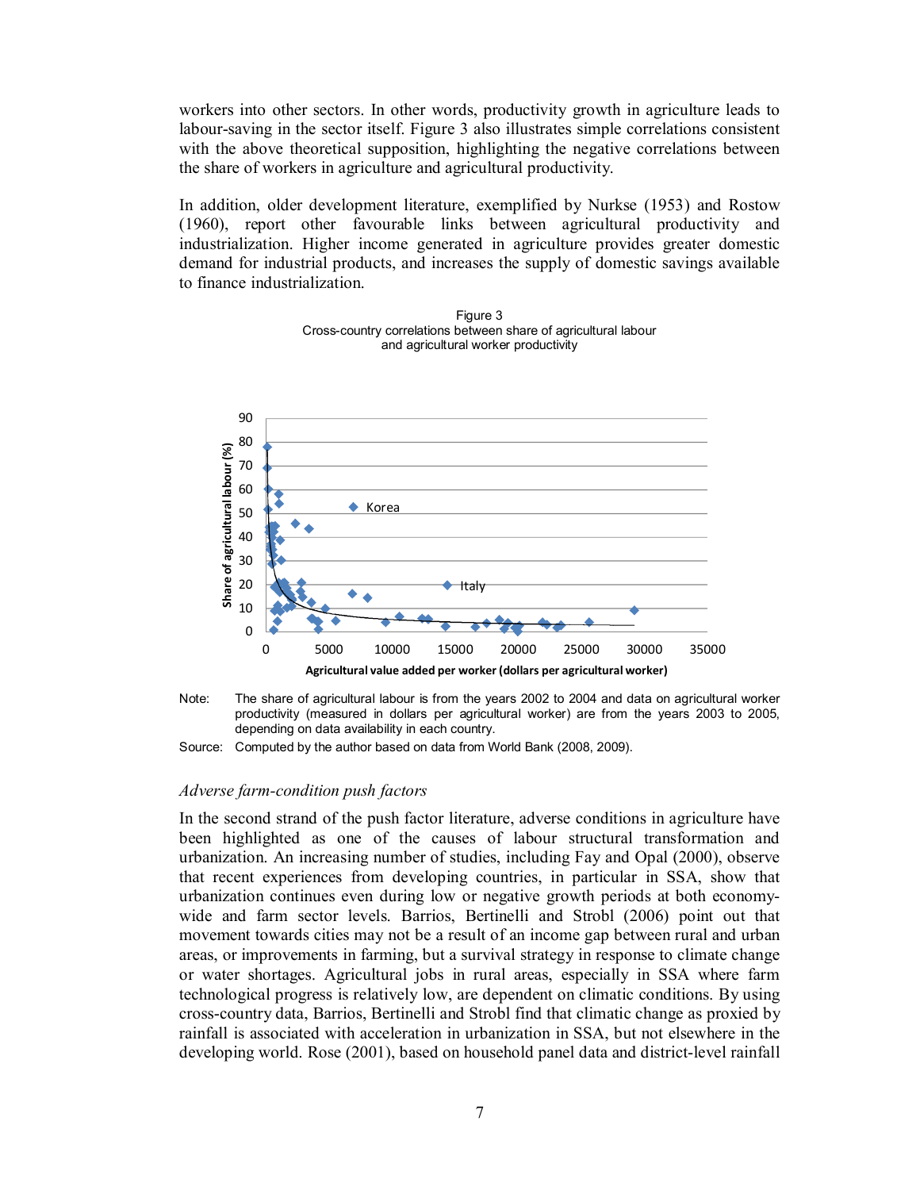workers into other sectors. In other words, productivity growth in agriculture leads to labour-saving in the sector itself. Figure 3 also illustrates simple correlations consistent with the above theoretical supposition, highlighting the negative correlations between the share of workers in agriculture and agricultural productivity.

In addition, older development literature, exemplified by Nurkse (1953) and Rostow (1960), report other favourable links between agricultural productivity and industrialization. Higher income generated in agriculture provides greater domestic demand for industrial products, and increases the supply of domestic savings available to finance industrialization.

Figure 3
Cross-country correlations between share of agricultural labour and agricultural worker productivity

Note: The share of agricultural labour is from the years 2002 to 2004 and data on agricultural worker productivity (measured in dollars per agricultural worker) are from the years 2003 to 2005, depending on data availability in each country.

Source: Computed by the author based on data from World Bank (2008, 2009).

*Adverse farm-condition push factors*

In the second strand of the push factor literature, adverse conditions in agriculture have been highlighted as one of the causes of labour structural transformation and urbanization. An increasing number of studies, including Fay and Opal (2000), observe that recent experiences from developing countries, in particular in SSA, show that urbanization continues even during low or negative growth periods at both economy-wide and farm sector levels. Barrios, Bertinelli and Strobl (2006) point out that movement towards cities may not be a result of an income gap between rural and urban areas, or improvements in farming, but a survival strategy in response to climate change or water shortages. Agricultural jobs in rural areas, especially in SSA where farm technological progress is relatively low, are dependent on climatic conditions. By using cross-country data, Barrios, Bertinelli and Strobl find that climatic change as proxied by rainfall is associated with acceleration in urbanization in SSA, but not elsewhere in the developing world. Rose (2001), based on household panel data and district-level rainfall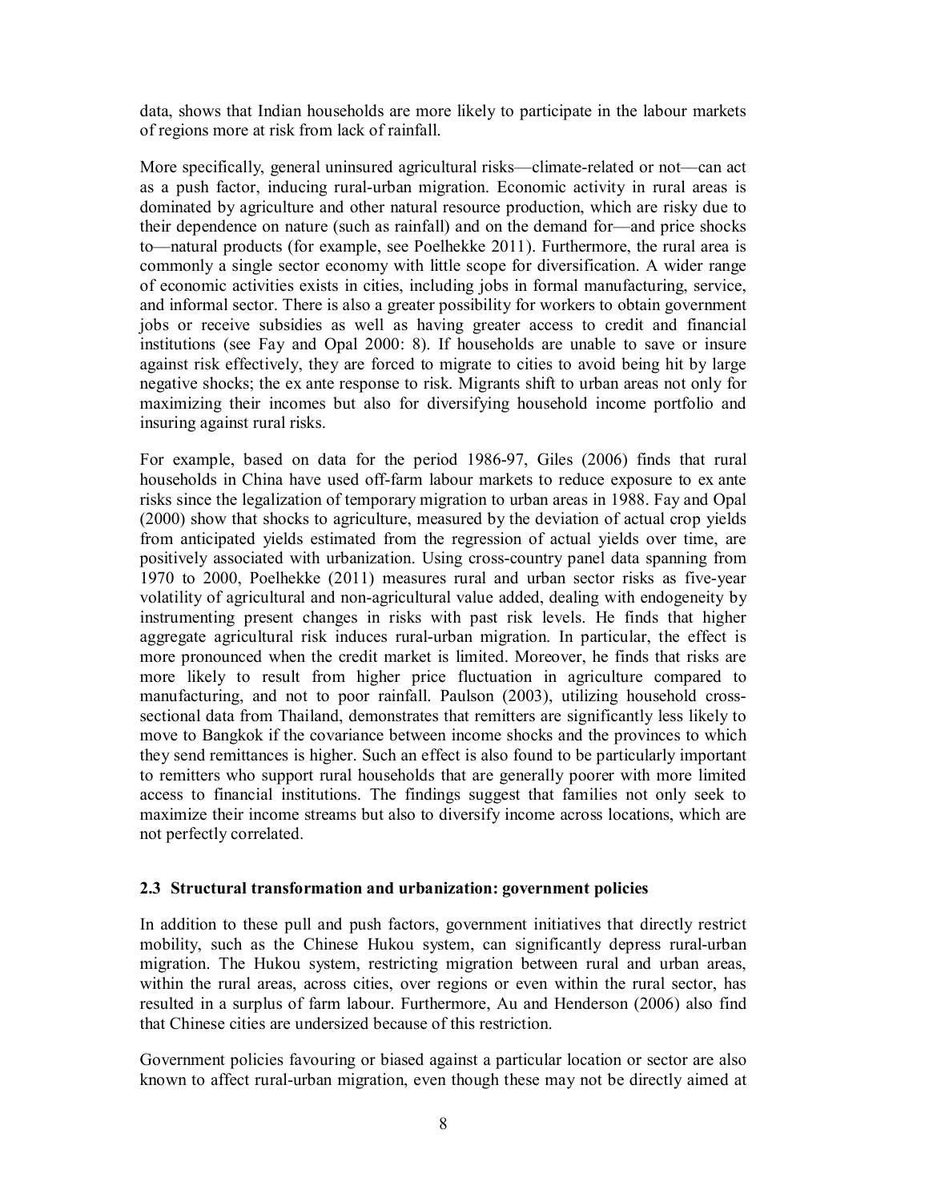data, shows that Indian households are more likely to participate in the labour markets of regions more at risk from lack of rainfall.

More specifically, general uninsured agricultural risks—climate-related or not—can act as a push factor, inducing rural-urban migration. Economic activity in rural areas is dominated by agriculture and other natural resource production, which are risky due to their dependence on nature (such as rainfall) and on the demand for—and price shocks to—natural products (for example, see Poelhekke 2011). Furthermore, the rural area is commonly a single sector economy with little scope for diversification. A wider range of economic activities exists in cities, including jobs in formal manufacturing, service, and informal sector. There is also a greater possibility for workers to obtain government jobs or receive subsidies as well as having greater access to credit and financial institutions (see Fay and Opal 2000: 8). If households are unable to save or insure against risk effectively, they are forced to migrate to cities to avoid being hit by large negative shocks; the ex ante response to risk. Migrants shift to urban areas not only for maximizing their incomes but also for diversifying household income portfolio and insuring against rural risks.

For example, based on data for the period 1986-97, Giles (2006) finds that rural households in China have used off-farm labour markets to reduce exposure to ex ante risks since the legalization of temporary migration to urban areas in 1988. Fay and Opal (2000) show that shocks to agriculture, measured by the deviation of actual crop yields from anticipated yields estimated from the regression of actual yields over time, are positively associated with urbanization. Using cross-country panel data spanning from 1970 to 2000, Poelhekke (2011) measures rural and urban sector risks as five-year volatility of agricultural and non-agricultural value added, dealing with endogeneity by instrumenting present changes in risks with past risk levels. He finds that higher aggregate agricultural risk induces rural-urban migration. In particular, the effect is more pronounced when the credit market is limited. Moreover, he finds that risks are more likely to result from higher price fluctuation in agriculture compared to manufacturing, and not to poor rainfall. Paulson (2003), utilizing household cross-sectional data from Thailand, demonstrates that remitters are significantly less likely to move to Bangkok if the covariance between income shocks and the provinces to which they send remittances is higher. Such an effect is also found to be particularly important to remitters who support rural households that are generally poorer with more limited access to financial institutions. The findings suggest that families not only seek to maximize their income streams but also to diversify income across locations, which are not perfectly correlated.

### 2.3 Structural transformation and urbanization: government policies

In addition to these pull and push factors, government initiatives that directly restrict mobility, such as the Chinese Hukou, can significantly depress rural-urban migration. The Hukou system, restricting migration between rural and urban areas, within the rural areas, across cities, over regions or even within the rural sector, has resulted in a surplus of farm labour. Furthermore, Au and Henderson (2006) also find that Chinese cities are undersized because of this restriction.

Government policies favouring or biased against a particular location or sector are also known to affect rural-urban migration, even though these may not be directly aimed at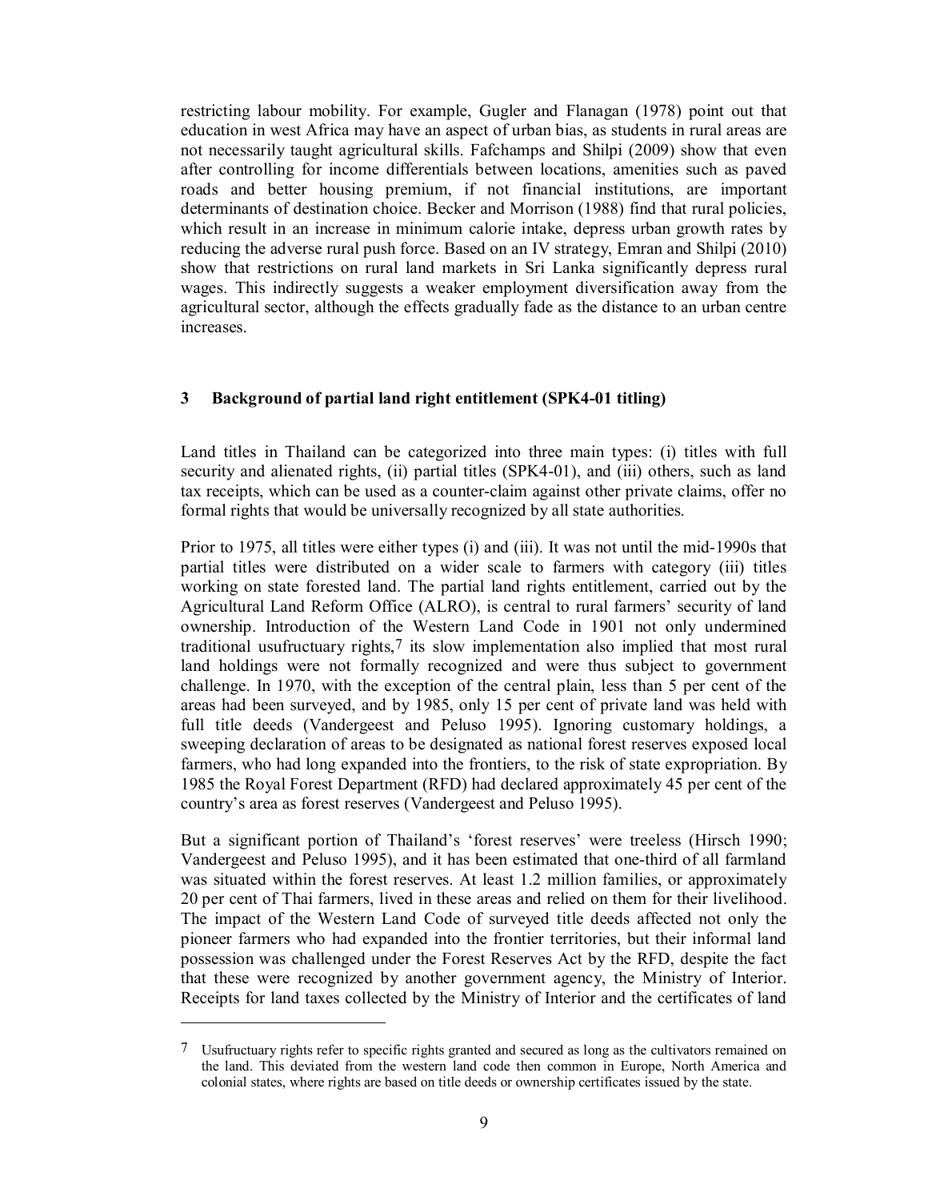restricting labour mobility. For example, Gugler and Flanagan (1978) point out that education in west Africa may have an aspect of urban bias, as students in rural areas are not necessarily taught agricultural skills. Fafchamps and Shilpi (2009) show that even after controlling for income differentials between locations, amenities such as paved roads and better housing premium, if not financial institutions, are important determinants of destination choice. Becker and Morrison (1988) find that rural policies, which result in an increase in minimum calorie intake, depress urban growth rates by reducing the adverse rural push force. Based on an IV strategy, Emran and Shilpi (2010) show that restrictions on rural land markets in Sri Lanka significantly depress rural wages. This indirectly suggests a weaker employment diversification away from the agricultural sector, although the effects gradually fade as the distance to an urban centre increases.

## 3 Background of partial land right entitlement (SPK4-01 titling)

Land titles in Thailand can be categorized into three main types: (i) titles with full security and alienated rights, (ii) partial titles (SPK4-01), and (iii) others, such as land tax receipts, which can be used as a counter-claim against other private claims, offer no formal rights that would be universally recognized by all state authorities.

Prior to 1975, all titles were either types (i) and (iii). It was not until the mid-1990s that partial titles were distributed on a wider scale to farmers with category (iii) titles working on state forested land. The partial land rights entitlement, carried out by the Agricultural Land Reform Office (ALRO), is central to rural farmers' security of land ownership. Introduction of the Western Land Code in 1901 not only undermined traditional usufructuary rights,[7] its slow implementation also implied that most rural land holdings were not formally recognized and were thus subject to government challenge. In 1970, with the exception of the central plain, less than 5 per cent of the areas had been surveyed, and by 1985, only 15 per cent of private land was held with full title deeds (Vandergeest and Peluso 1995). Ignoring customary holdings, a sweeping declaration of areas to be designated as national forest reserves exposed local farmers, who had long expanded into the frontiers, to the risk of state expropriation. By 1985 the Royal Forest Department (RFD) had declared approximately 45 per cent of the country's area as forest reserves (Vandergeest and Peluso 1995).

But a significant portion of Thailand's 'forest reserves' were treeless (Hirsch 1990; Vandergeest and Peluso 1995), and it has been estimated that one-third of all farmland was situated within the forest reserves. At least 1.2 million families, or approximately 20 per cent of Thai farmers, lived in these areas and relied on them for their livelihood. The impact of the Western Land Code of surveyed title deeds affected not only the pioneer farmers who had expanded into the frontier territories, but their informal land possession was challenged under the Forest Reserves Act by the RFD, despite the fact that these were recognized by another government agency, the Ministry of Interior. Receipts for land taxes collected by the Ministry of Interior and the certificates of land

---

[7] Usufructuary rights refer to specific rights granted and secured as long as the cultivators remained on the land. This deviated from the western land code then common in Europe, North America and colonial states, where rights are based on title deeds or ownership certificates issued by the state.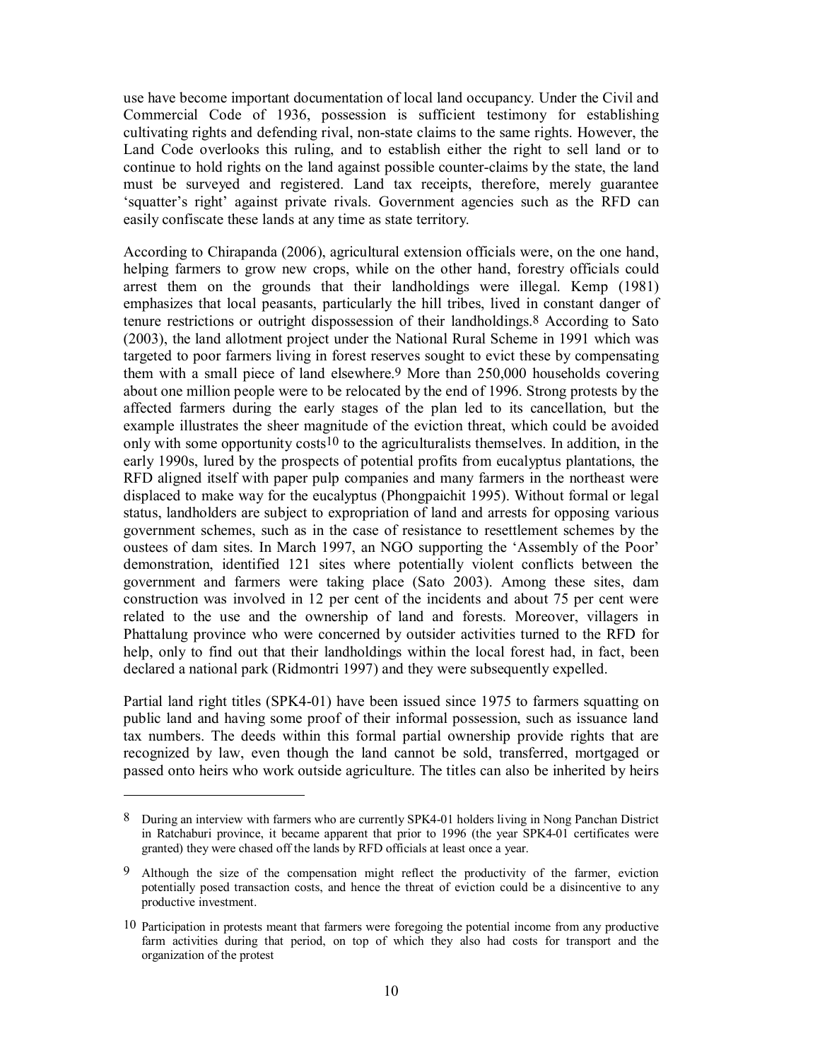use have become important documentation of local land occupancy. Under the Civil and Commercial Code of 1936, possession is sufficient testimony for establishing cultivating rights and defending rival, non-state claims to the same rights. However, the Land Code overlooks this ruling, and to establish either the right to sell land or to continue to hold rights on the land against possible counter-claims by the state, the land must be surveyed and registered. Land tax receipts, therefore, merely guarantee 'squatter's right' against private rivals. Government agencies such as the RFD can easily confiscate these lands at any time as state territory.

According to Chirapanda (2006), agricultural extension officials were, on the one hand, helping farmers to grow new crops, while on the other hand, forestry officials could arrest them on the grounds that their landholdings were illegal. Kemp (1981) emphasizes that local peasants, particularly the hill tribes, lived in constant danger of tenure restrictions or outright dispossession of their landholdings.[8] According to Sato (2003), the land allotment project under the National Rural Scheme in 1991 which was targeted to poor farmers living in forest reserves sought to evict these by compensating them with a small piece of land elsewhere.[9] More than 250,000 households covering about one million people were to be relocated by the end of 1996. Strong protests by the affected farmers during the early stages of the plan led to its cancellation, but the example illustrates the sheer magnitude of the eviction threat, which could be avoided only with some opportunity costs[10] to the agriculturalists themselves. In addition, in the early 1990s, lured by the prospects of potential profits from eucalyptus plantations, the RFD aligned itself with paper pulp companies and many farmers in the northeast were displaced to make way for the eucalyptus (Phongpaichit 1995). Without formal or legal status, landholders are subject to expropriation of land and arrests for opposing various government schemes, such as in the case of resistance to resettlement schemes by the oustees of dam sites. In March 1997, an NGO supporting the 'Assembly of the Poor' demonstration, identified 121 sites where potentially violent conflicts between the government and farmers were taking place (Sato 2003). Among these sites, dam construction was involved in 12 per cent of the incidents and about 75 per cent were related to the use and the ownership of land and forests. Moreover, villagers in Phattalung province who were concerned by outsider activities turned to the RFD for help, only to find out that their landholdings within the local forest had, in fact, been declared a national park (Ridmontri 1997) and they were subsequently expelled.

Partial land right titles (SPK4-01) have been issued since 1975 to farmers squatting on public land and having some proof of their informal possession, such as issuance land tax numbers. The deeds within this formal partial ownership provide rights that are recognized by law, even though the land cannot be sold, transferred, mortgaged or passed onto heirs who work outside agriculture. The titles can also be inherited by heirs

---

[8] During an interview with farmers who are currently SPK4-01 holders living in Nong Panchan District in Ratchaburi province, it became apparent that prior to 1996 (the year SPK4-01 certificates were granted) they were chased off the lands by RFD officials at least once a year.

[9] Although the size of the compensation might reflect the productivity of the farmer, eviction potentially posed transaction costs, and hence the threat of eviction could be a disincentive to any productive investment.

[10] Participation in protests meant that farmers were foregoing the potential income from any productive farm activities during that period, on top of which they also had costs for transport and the organization of the protest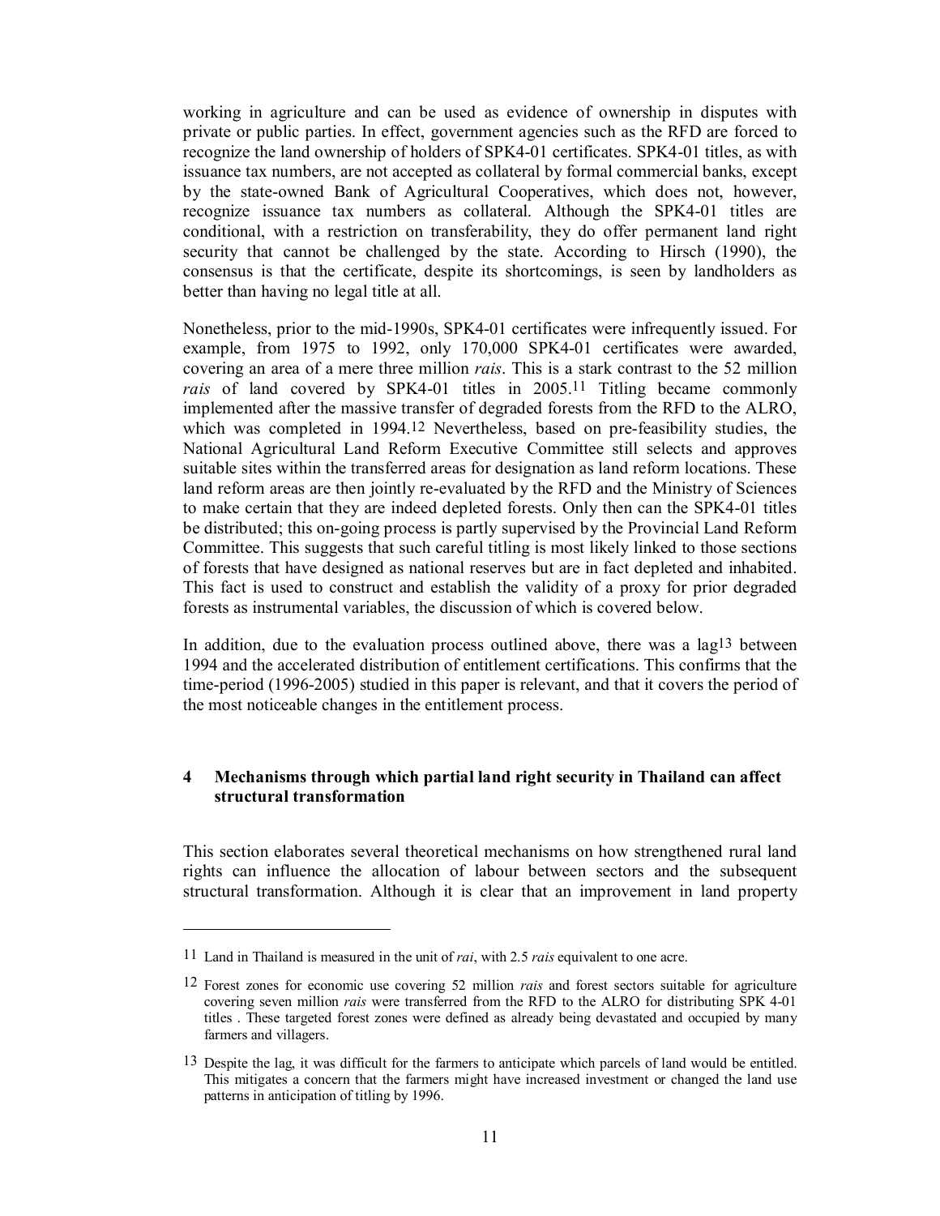working in agriculture and can be used as evidence of ownership in disputes with private or public parties. In effect, government agencies such as the RFD are forced to recognize the land ownership of holders of SPK4-01 certificates. SPK4-01 titles, as with issuance tax numbers, are not accepted as collateral by formal commercial banks, except by the state-owned Bank of Agricultural Cooperatives, which does not, however, recognize issuance tax numbers as collateral. Although the SPK4-01 titles are conditional, with a restriction on transferability, they do offer permanent land right security that cannot be challenged by the state. According to Hirsch (1990), the consensus is that the certificate, despite its shortcomings, is seen by landholders as better than having no legal title at all.

Nonetheless, prior to the mid-1990s, SPK4-01 certificates were infrequently issued. For example, from 1975 to 1992, only 170,000 SPK4-01 certificates were awarded, covering an area of a mere three million *rais*. This is a stark contrast to the 52 million *rais* of land covered by SPK4-01 titles in 2005.[11] Titling became commonly implemented after the massive transfer of degraded forests from the RFD to the ALRO, which was completed in 1994.[12] Nevertheless, based on pre-feasibility studies, the National Agricultural Land Reform Executive Committee still selects and approves suitable sites within the transferred areas for designation as land reform locations. These land reform areas are then jointly re-evaluated by the RFD and the Ministry of Sciences to make certain that they are indeed depleted forests. Only then can the SPK4-01 titles be distributed; this on-going process is partly supervised by the Provincial Land Reform Committee. This suggests that such careful titling is most likely linked to those sections of forests that have designed as national reserves but are in fact depleted and inhabited. This fact is used to construct and establish the validity of a proxy for prior degraded forests as instrumental variables, the discussion of which is covered below.

In addition, due to the evaluation process outlined above, there was a lag[13] between 1994 and the accelerated distribution of entitlement certifications. This confirms that the time-period (1996-2005) studied in this paper is relevant, and that it covers the period of the most noticeable changes in the entitlement process.

## 4 Mechanisms through which partial land right security in Thailand can affect structural transformation

This section elaborates several theoretical mechanisms on how strengthened rural land rights can influence the allocation of labour between sectors and the subsequent structural transformation. Although it is clear that an improvement in land property

---

[11] Land in Thailand is measured in the unit of *rai*, with 2.5 *rais* equivalent to one acre.

[12] Forest zones for economic use covering 52 million *rais* and forest sectors suitable for agriculture covering seven million *rais* were transferred from the RFD to the ALRO for distributing SPK 4-01 titles . These targeted forest zones were defined as already being devastated and occupied by many farmers and villagers.

[13] Despite the lag, it was difficult for the farmers to anticipate which parcels of land would be entitled. This mitigates a concern that the farmers might have increased investment or changed the land use patterns in anticipation of titling by 1996.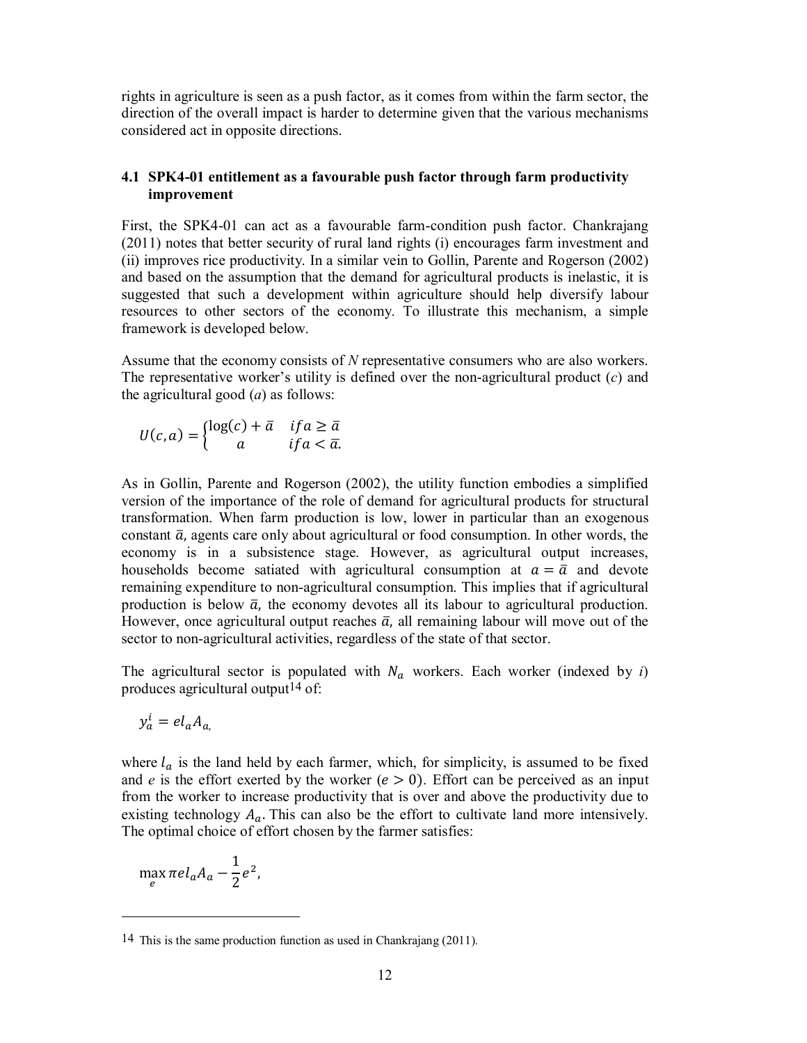rights in agriculture is seen as a push factor, as it comes from within the farm sector, the direction of the overall impact is harder to determine given that the various mechanisms considered act in opposite directions.

### 4.1 SPK4-01 entitlement as a favourable push factor through farm productivity improvement

First, the SPK4-01 can act as a favourable farm-condition push factor. Chankrajang (2011) notes that better security of rural land rights (i) encourages farm investment and (ii) improves rice productivity. In a similar vein to Gollin, Parente and Rogerson (2002) and based on the assumption that the demand for agricultural products is inelastic, it is suggested that such a development within agriculture should help diversify labour resources to other sectors of the economy. To illustrate this mechanism, a simple framework is developed below.

Assume that the economy consists of *N* representative consumers who are also workers. The representative worker's utility is defined over the non-agricultural product (*c*) and the agricultural good (*a*) as follows:

$$U(c,a) = \begin{cases} \log(c) + \bar{a} & if\, a \geq \bar{a} \\ a & if\, a < \bar{a}. \end{cases}$$

As in Gollin, Parente and Rogerson (2002), the utility function embodies a simplified version of the importance of the role of demand for agricultural products for structural transformation. When farm production is low, lower in particular than an exogenous constant $\bar{a}$, agents care only about agricultural or food consumption. In other words, the economy is in a subsistence stage. However, as agricultural output increases, households become satiated with agricultural consumption at $a = \bar{a}$ and devote remaining expenditure to non-agricultural consumption. This implies that if agricultural production is below $\bar{a}$, the economy devotes all its labour to agricultural production. However, once agricultural output reaches $\bar{a}$, all remaining labour will move out of the sector to non-agricultural activities, regardless of the state of that sector.

The agricultural sector is populated with $N_a$ workers. Each worker (indexed by *i*) produces agricultural output[14] of:

$$y_a^i = e l_a A_a,$$

where $l_a$ is the land held by each farmer, which, for simplicity, is assumed to be fixed and *e* is the effort exerted by the worker ($e > 0$). Effort can be perceived as an input from the worker to increase productivity that is over and above the productivity due to existing technology $A_a$. This can also be the effort to cultivate land more intensively. The optimal choice of effort chosen by the farmer satisfies:

$$\max_{e} \pi e l_a A_a - \frac{1}{2}e^2,$$

[14] This is the same production function as used in Chankrajang (2011).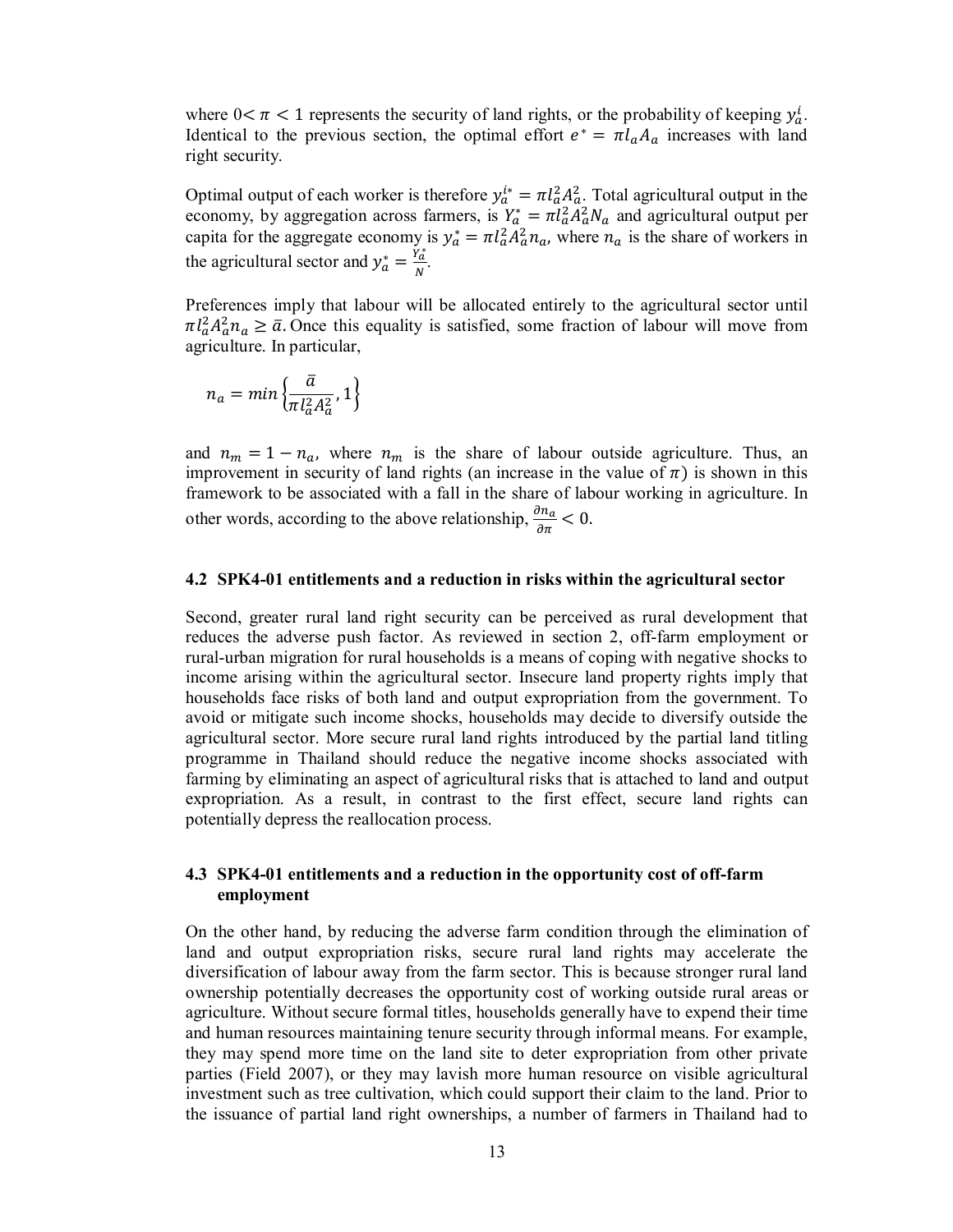where $0 < \pi < 1$ represents the security of land rights, or the probability of keeping $y_a^i$. Identical to the previous section, the optimal effort $e^* = \pi l_a A_a$ increases with land right security.

Optimal output of each worker is therefore $y_a^{i*} = \pi l_a^2 A_a^2$. Total agricultural output in the economy, by aggregation across farmers, is $Y_a^* = \pi l_a^2 A_a^2 N_a$ and agricultural output per capita for the aggregate economy is $y_a^* = \pi l_a^2 A_a^2 n_a$, where $n_a$ is the share of workers in the agricultural sector and $y_a^* = \frac{Y_a^*}{N}$.

Preferences imply that labour will be allocated entirely to the agricultural sector until $\pi l_a^2 A_a^2 n_a \geq \bar{a}$. Once this equality is satisfied, some fraction of labour will move from agriculture. In particular,

$$n_a = min\left\{\frac{\bar{a}}{\pi l_a^2 A_a^2}, 1\right\}$$

and $n_m = 1 - n_a$, where $n_m$ is the share of labour outside agriculture. Thus, an improvement in security of land rights (an increase in the value of $\pi$) is shown in this framework to be associated with a fall in the share of labour working in agriculture. In other words, according to the above relationship, $\frac{\partial n_a}{\partial \pi} < 0$.

### 4.2 SPK4-01 entitlements and a reduction in risks within the agricultural sector

Second, greater rural land right security can be perceived as rural development that reduces the adverse push factor. As reviewed in section 2, off-farm employment or rural-urban migration for rural households is a means of coping with negative shocks to income arising within the agricultural sector. Insecure land property rights imply that households face risks of both land and output expropriation from the government. To avoid or mitigate such income shocks, households may decide to diversify outside the agricultural sector. More secure rural land rights introduced by the partial land titling programme in Thailand should reduce the negative income shocks associated with farming by eliminating an aspect of agricultural risks that is attached to land and output expropriation. As a result, in contrast to the first effect, secure land rights can potentially depress the reallocation process.

### 4.3 SPK4-01 entitlements and a reduction in the opportunity cost of off-farm employment

On the other hand, by reducing the adverse farm condition through the elimination of land and output expropriation risks, secure rural land rights may accelerate the diversification of labour away from the farm sector. This is because stronger rural land ownership potentially decreases the opportunity cost of working outside rural areas or agriculture. Without secure formal titles, households generally have to expend their time and human resources maintaining tenure security through informal means. For example, they may spend more time on the land site to deter expropriation from other private parties (Field 2007), or they may lavish more human resource on visible agricultural investment such as tree cultivation, which could support their claim to the land. Prior to the issuance of partial land right ownerships, a number of farmers in Thailand had to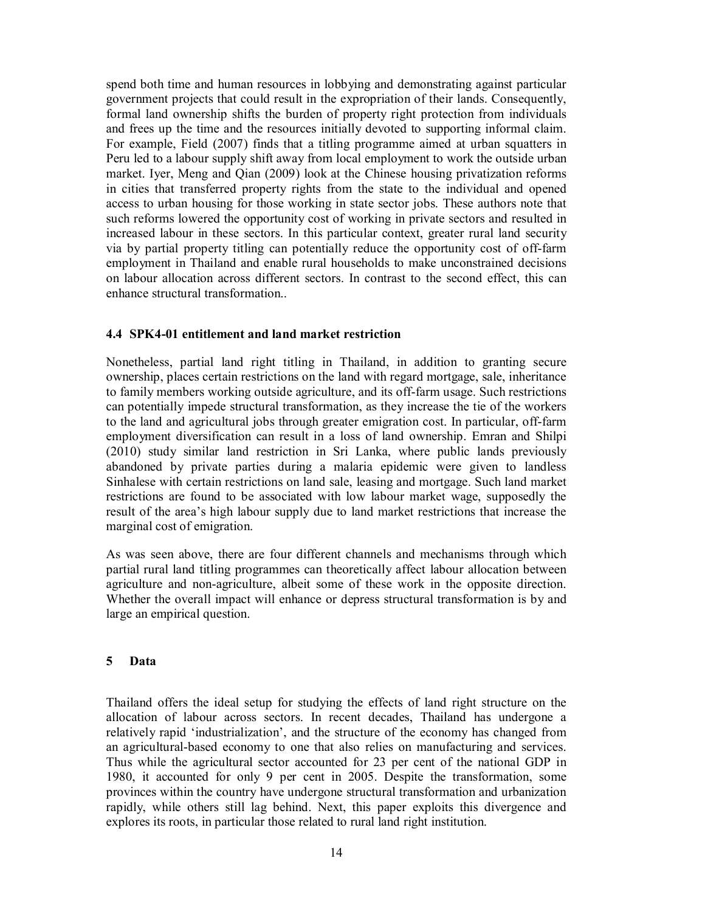spend both time and human resources in lobbying and demonstrating against particular government projects that could result in the expropriation of their lands. Consequently, formal land ownership shifts the burden of property right protection from individuals and frees up the time and the resources initially devoted to supporting informal claim. For example, Field (2007) finds that a titling programme aimed at urban squatters in Peru led to a labour supply shift away from local employment to work the outside urban market. Iyer, Meng and Qian (2009) look at the Chinese housing privatization reforms in cities that transferred property rights from the state to the individual and opened access to urban housing for those working in state sector jobs. These authors note that such reforms lowered the opportunity cost of working in private sectors and resulted in increased labour in these sectors. In this particular context, greater rural land security via by partial property titling can potentially reduce the opportunity cost of off-farm employment in Thailand and enable rural households to make unconstrained decisions on labour allocation across different sectors. In contrast to the second effect, this can enhance structural transformation..

### 4.4 SPK4-01 entitlement and land market restriction

Nonetheless, partial land right titling in Thailand, in addition to granting secure ownership, places certain restrictions on the land with regard mortgage, sale, inheritance to family members working outside agriculture, and its off-farm usage. Such restrictions can potentially impede structural transformation, as they increase the tie of the workers to the land and agricultural jobs through greater emigration cost. In particular, off-farm employment diversification can result in a loss of land ownership. Emran and Shilpi (2010) study similar land restriction in Sri Lanka, where public lands previously abandoned by private parties during a malaria epidemic were given to landless Sinhalese with certain restrictions on land sale, leasing and mortgage. Such land market restrictions are found to be associated with low labour market wage, supposedly the result of the area's high labour supply due to land market restrictions that increase the marginal cost of emigration.

As was seen above, there are four different channels and mechanisms through which partial rural land titling programmes can theoretically affect labour allocation between agriculture and non-agriculture, albeit some of these work in the opposite direction. Whether the overall impact will enhance or depress structural transformation is by and large an empirical question.

## 5 Data

Thailand offers the ideal setup for studying the effects of land right structure on the allocation of labour across sectors. In recent decades, Thailand has undergone a relatively rapid 'industrialization', and the structure of the economy has changed from an agricultural-based economy to one that also relies on manufacturing and services. Thus while the agricultural sector accounted for 23 per cent of the national GDP in 1980, it accounted for only 9 per cent in 2005. Despite the transformation, some provinces within the country have undergone structural transformation and urbanization rapidly, while others still lag behind. Next, this paper exploits this divergence and explores its roots, in particular those related to rural land right institution.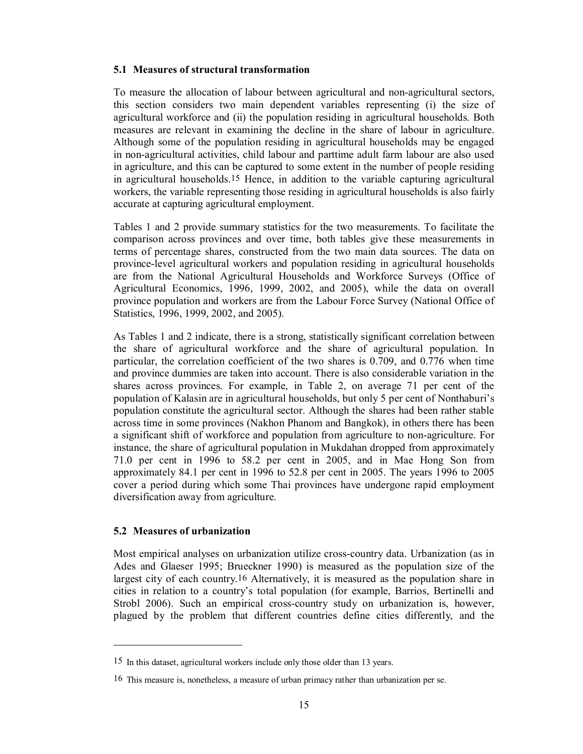### 5.1 Measures of structural transformation

To measure the allocation of labour between agricultural and non-agricultural sectors, this section considers two main dependent variables representing (i) the size of agricultural workforce and (ii) the population residing in agricultural households. Both measures are relevant in examining the decline in the share of labour in agriculture. Although some of the population residing in agricultural households may be engaged in non-agricultural activities, child labour and parttime adult farm labour are also used in agriculture, and this can be captured to some extent in the number of people residing in agricultural households.[15] Hence, in addition to the variable capturing agricultural workers, the variable representing those residing in agricultural households is also fairly accurate at capturing agricultural employment.

Tables 1 and 2 provide summary statistics for the two measurements. To facilitate the comparison across provinces and over time, both tables give these measurements in terms of percentage shares, constructed from the two main data sources. The data on province-level agricultural workers and population residing in agricultural households are from the National Agricultural Households and Workforce Surveys (Office of Agricultural Economics, 1996, 1999, 2002, and 2005), while the data on overall province population and workers are from the Labour Force Survey (National Office of Statistics, 1996, 1999, 2002, and 2005).

As Tables 1 and 2 indicate, there is a strong, statistically significant correlation between the share of agricultural workforce and the share of agricultural population. In particular, the correlation coefficient of the two shares is 0.709, and 0.776 when time and province dummies are taken into account. There is also considerable variation in the shares across provinces. For example, in Table 2, on average 71 per cent of the population of Kalasin are in agricultural households, but only 5 per cent of Nonthaburi's population constitute the agricultural sector. Although the shares had been rather stable across time in some provinces (Nakhon Phanom and Bangkok), in others there has been a significant shift of workforce and population from agriculture to non-agriculture. For instance, the share of agricultural population in Mukdahan dropped from approximately 71.0 per cent in 1996 to 58.2 per cent in 2005, and in Mae Hong Son from approximately 84.1 per cent in 1996 to 52.8 per cent in 2005. The years 1996 to 2005 cover a period during which some Thai provinces have undergone rapid employment diversification away from agriculture.

### 5.2 Measures of urbanization

Most empirical analyses on urbanization utilize cross-country data. Urbanization (as in Ades and Glaeser 1995; Brueckner 1990) is measured as the population size of the largest city of each country.[16] Alternatively, it is measured as the population share in cities in relation to a country's total population (for example, Barrios, Bertinelli and Strobl 2006). Such an empirical cross-country study on urbanization is, however, plagued by the problem that different countries define cities differently, and the

---

[15] In this dataset, agricultural workers include only those older than 13 years.

[16] This measure is, nonetheless, a measure of urban primacy rather than urbanization per se.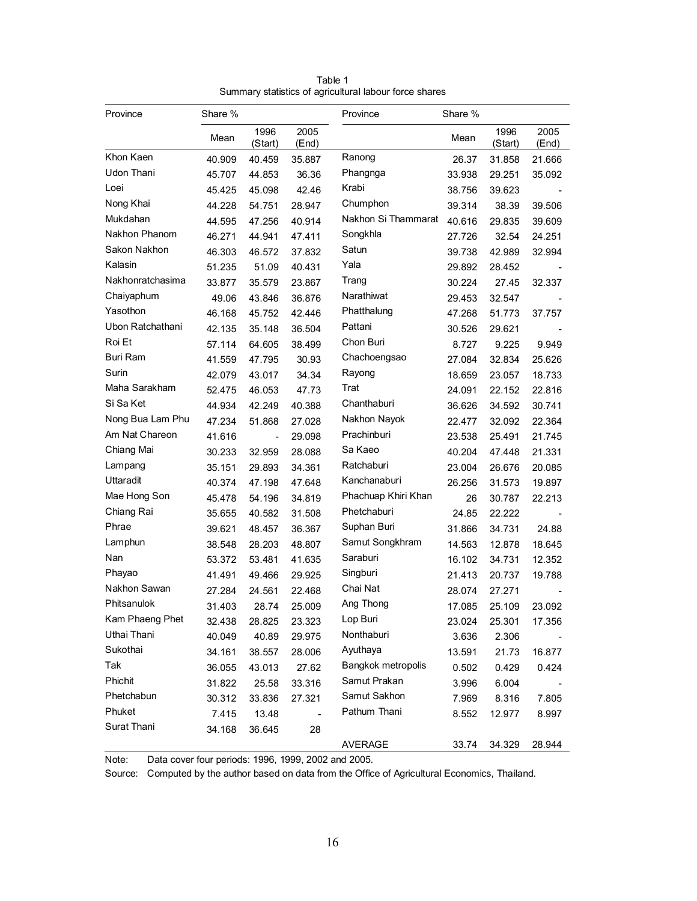Table 1
Summary statistics of agricultural labour force shares

| Province | Share % | | | Province | Share % | | |
|---|---|---|---|---|---|---|---|
| | Mean | 1996 (Start) | 2005 (End) | | Mean | 1996 (Start) | 2005 (End) |
| Khon Kaen | 40.909 | 40.459 | 35.887 | Ranong | 26.37 | 31.858 | 21.666 |
| Udon Thani | 45.707 | 44.853 | 36.36 | Phangnga | 33.938 | 29.251 | 35.092 |
| Loei | 45.425 | 45.098 | 42.46 | Krabi | 38.756 | 39.623 | - |
| Nong Khai | 44.228 | 54.751 | 28.947 | Chumphon | 39.314 | 38.39 | 39.506 |
| Mukdahan | 44.595 | 47.256 | 40.914 | Nakhon Si Thammarat | 40.616 | 29.835 | 39.609 |
| Nakhon Phanom | 46.271 | 44.941 | 47.411 | Songkhla | 27.726 | 32.54 | 24.251 |
| Sakon Nakhon | 46.303 | 46.572 | 37.832 | Satun | 39.738 | 42.989 | 32.994 |
| Kalasin | 51.235 | 51.09 | 40.431 | Yala | 29.892 | 28.452 | - |
| Nakhonratchasima | 33.877 | 35.579 | 23.867 | Trang | 30.224 | 27.45 | 32.337 |
| Chaiyaphum | 49.06 | 43.846 | 36.876 | Narathiwat | 29.453 | 32.547 | - |
| Yasothon | 46.168 | 45.752 | 42.446 | Phatthalung | 47.268 | 51.773 | 37.757 |
| Ubon Ratchathani | 42.135 | 35.148 | 36.504 | Pattani | 30.526 | 29.621 | - |
| Roi Et | 57.114 | 64.605 | 38.499 | Chon Buri | 8.727 | 9.225 | 9.949 |
| Buri Ram | 41.559 | 47.795 | 30.93 | Chachoengsao | 27.084 | 32.834 | 25.626 |
| Surin | 42.079 | 43.017 | 34.34 | Rayong | 18.659 | 23.057 | 18.733 |
| Maha Sarakham | 52.475 | 46.053 | 47.73 | Trat | 24.091 | 22.152 | 22.816 |
| Si Sa Ket | 44.934 | 42.249 | 40.388 | Chanthaburi | 36.626 | 34.592 | 30.741 |
| Nong Bua Lam Phu | 47.234 | 51.868 | 27.028 | Nakhon Nayok | 22.477 | 32.092 | 22.364 |
| Am Nat Chareon | 41.616 | - | 29.098 | Prachinburi | 23.538 | 25.491 | 21.745 |
| Chiang Mai | 30.233 | 32.959 | 28.088 | Sa Kaeo | 40.204 | 47.448 | 21.331 |
| Lampang | 35.151 | 29.893 | 34.361 | Ratchaburi | 23.004 | 26.676 | 20.085 |
| Uttaradit | 40.374 | 47.198 | 47.648 | Kanchanaburi | 26.256 | 31.573 | 19.897 |
| Mae Hong Son | 45.478 | 54.196 | 34.819 | Phachuap Khiri Khan | 26 | 30.787 | 22.213 |
| Chiang Rai | 35.655 | 40.582 | 31.508 | Phetchaburi | 24.85 | 22.222 | - |
| Phrae | 39.621 | 48.457 | 36.367 | Suphan Buri | 31.866 | 34.731 | 24.88 |
| Lamphun | 38.548 | 28.203 | 48.807 | Samut Songkhram | 14.563 | 12.878 | 18.645 |
| Nan | 53.372 | 53.481 | 41.635 | Saraburi | 16.102 | 34.731 | 12.352 |
| Phayao | 41.491 | 49.466 | 29.925 | Singburi | 21.413 | 20.737 | 19.788 |
| Nakhon Sawan | 27.284 | 24.561 | 22.468 | Chai Nat | 28.074 | 27.271 | - |
| Phitsanulok | 31.403 | 28.74 | 25.009 | Ang Thong | 17.085 | 25.109 | 23.092 |
| Kam Phaeng Phet | 32.438 | 28.825 | 23.323 | Lop Buri | 23.024 | 25.301 | 17.356 |
| Uthai Thani | 40.049 | 40.89 | 29.975 | Nonthaburi | 3.636 | 2.306 | - |
| Sukothai | 34.161 | 38.557 | 28.006 | Ayuthaya | 13.591 | 21.73 | 16.877 |
| Tak | 36.055 | 43.013 | 27.62 | Bangkok metropolis | 0.502 | 0.429 | 0.424 |
| Phichit | 31.822 | 25.58 | 33.316 | Samut Prakan | 3.996 | 6.004 | - |
| Phetchabun | 30.312 | 33.836 | 27.321 | Samut Sakhon | 7.969 | 8.316 | 7.805 |
| Phuket | 7.415 | 13.48 | - | Pathum Thani | 8.552 | 12.977 | 8.997 |
| Surat Thani | 34.168 | 36.645 | 28 | | | | |
| | | | | AVERAGE | 33.74 | 34.329 | 28.944 |

Note: Data cover four periods: 1996, 1999, 2002 and 2005.

Source: Computed by the author based on data from the Office of Agricultural Economics, Thailand.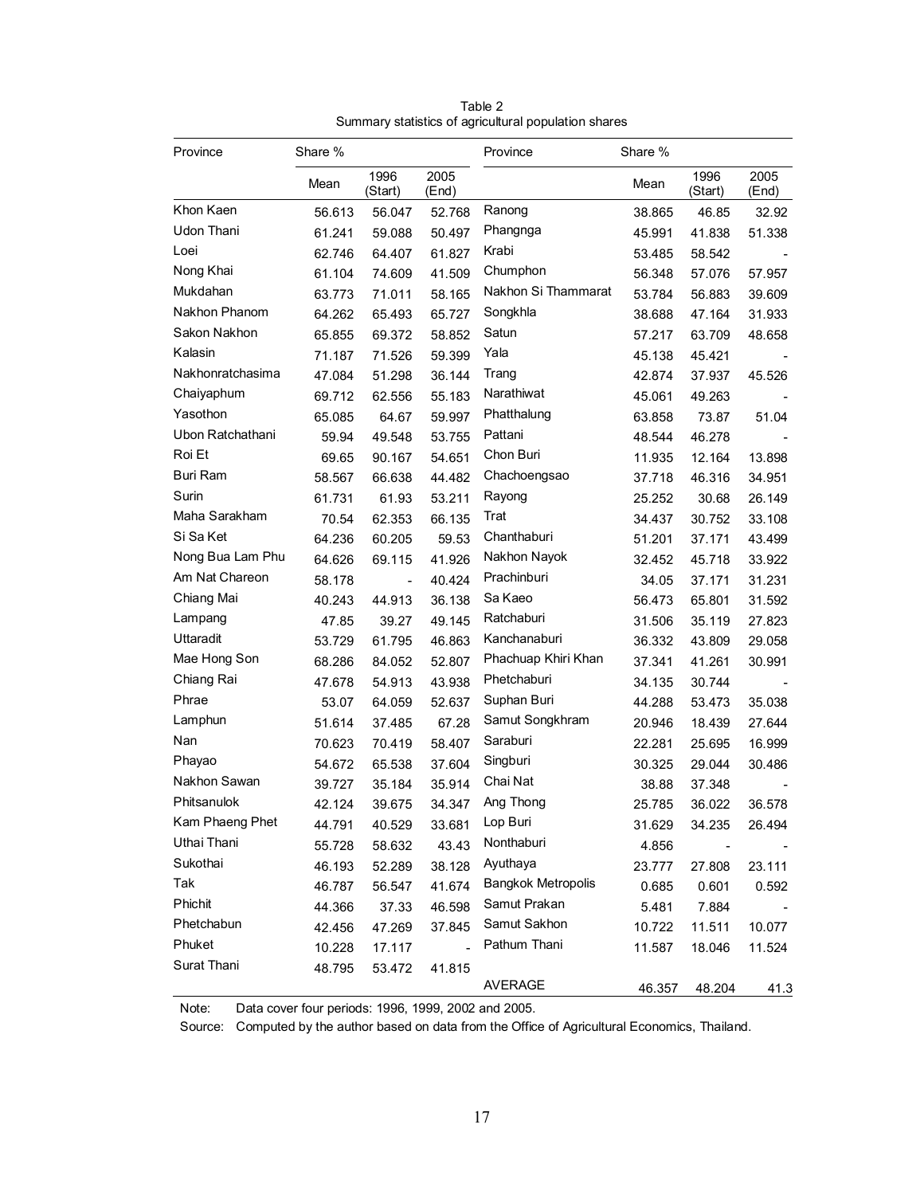Table 2
Summary statistics of agricultural population shares

| Province | Share % | | | Province | Share % | | |
|---|---|---|---|---|---|---|---|
| | Mean | 1996 (Start) | 2005 (End) | | Mean | 1996 (Start) | 2005 (End) |
| Khon Kaen | 56.613 | 56.047 | 52.768 | Ranong | 38.865 | 46.85 | 32.92 |
| Udon Thani | 61.241 | 59.088 | 50.497 | Phangnga | 45.991 | 41.838 | 51.338 |
| Loei | 62.746 | 64.407 | 61.827 | Krabi | 53.485 | 58.542 | - |
| Nong Khai | 61.104 | 74.609 | 41.509 | Chumphon | 56.348 | 57.076 | 57.957 |
| Mukdahan | 63.773 | 71.011 | 58.165 | Nakhon Si Thammarat | 53.784 | 56.883 | 39.609 |
| Nakhon Phanom | 64.262 | 65.493 | 65.727 | Songkhla | 38.688 | 47.164 | 31.933 |
| Sakon Nakhon | 65.855 | 69.372 | 58.852 | Satun | 57.217 | 63.709 | 48.658 |
| Kalasin | 71.187 | 71.526 | 59.399 | Yala | 45.138 | 45.421 | - |
| Nakhonratchasima | 47.084 | 51.298 | 36.144 | Trang | 42.874 | 37.937 | 45.526 |
| Chaiyaphum | 69.712 | 62.556 | 55.183 | Narathiwat | 45.061 | 49.263 | - |
| Yasothon | 65.085 | 64.67 | 59.997 | Phatthalung | 63.858 | 73.87 | 51.04 |
| Ubon Ratchathani | 59.94 | 49.548 | 53.755 | Pattani | 48.544 | 46.278 | - |
| Roi Et | 69.65 | 90.167 | 54.651 | Chon Buri | 11.935 | 12.164 | 13.898 |
| Buri Ram | 58.567 | 66.638 | 44.482 | Chachoengsao | 37.718 | 46.316 | 34.951 |
| Surin | 61.731 | 61.93 | 53.211 | Rayong | 25.252 | 30.68 | 26.149 |
| Maha Sarakham | 70.54 | 62.353 | 66.135 | Trat | 34.437 | 30.752 | 33.108 |
| Si Sa Ket | 64.236 | 60.205 | 59.53 | Chanthaburi | 51.201 | 37.171 | 43.499 |
| Nong Bua Lam Phu | 64.626 | 69.115 | 41.926 | Nakhon Nayok | 32.452 | 45.718 | 33.922 |
| Am Nat Chareon | 58.178 | - | 40.424 | Prachinburi | 34.05 | 37.171 | 31.231 |
| Chiang Mai | 40.243 | 44.913 | 36.138 | Sa Kaeo | 56.473 | 65.801 | 31.592 |
| Lampang | 47.85 | 39.27 | 49.145 | Ratchaburi | 31.506 | 35.119 | 27.823 |
| Uttaradit | 53.729 | 61.795 | 46.863 | Kanchanaburi | 36.332 | 43.809 | 29.058 |
| Mae Hong Son | 68.286 | 84.052 | 52.807 | Phachuap Khiri Khan | 37.341 | 41.261 | 30.991 |
| Chiang Rai | 47.678 | 54.913 | 43.938 | Phetchaburi | 34.135 | 30.744 | - |
| Phrae | 53.07 | 64.059 | 52.637 | Suphan Buri | 44.288 | 53.473 | 35.038 |
| Lamphun | 51.614 | 37.485 | 67.28 | Samut Songkhram | 20.946 | 18.439 | 27.644 |
| Nan | 70.623 | 70.419 | 58.407 | Saraburi | 22.281 | 25.695 | 16.999 |
| Phayao | 54.672 | 65.538 | 37.604 | Singburi | 30.325 | 29.044 | 30.486 |
| Nakhon Sawan | 39.727 | 35.184 | 35.914 | Chai Nat | 38.88 | 37.348 | - |
| Phitsanulok | 42.124 | 39.675 | 34.347 | Ang Thong | 25.785 | 36.022 | 36.578 |
| Kam Phaeng Phet | 44.791 | 40.529 | 33.681 | Lop Buri | 31.629 | 34.235 | 26.494 |
| Uthai Thani | 55.728 | 58.632 | 43.43 | Nonthaburi | 4.856 | - | - |
| Sukothai | 46.193 | 52.289 | 38.128 | Ayuthaya | 23.777 | 27.808 | 23.111 |
| Tak | 46.787 | 56.547 | 41.674 | Bangkok Metropolis | 0.685 | 0.601 | 0.592 |
| Phichit | 44.366 | 37.33 | 46.598 | Samut Prakan | 5.481 | 7.884 | - |
| Phetchabun | 42.456 | 47.269 | 37.845 | Samut Sakhon | 10.722 | 11.511 | 10.077 |
| Phuket | 10.228 | 17.117 | - | Pathum Thani | 11.587 | 18.046 | 11.524 |
| Surat Thani | 48.795 | 53.472 | 41.815 | | | | |
| | | | | AVERAGE | 46.357 | 48.204 | 41.3 |

Note: Data cover four periods: 1996, 1999, 2002 and 2005.

Source: Computed by the author based on data from the Office of Agricultural Economics, Thailand.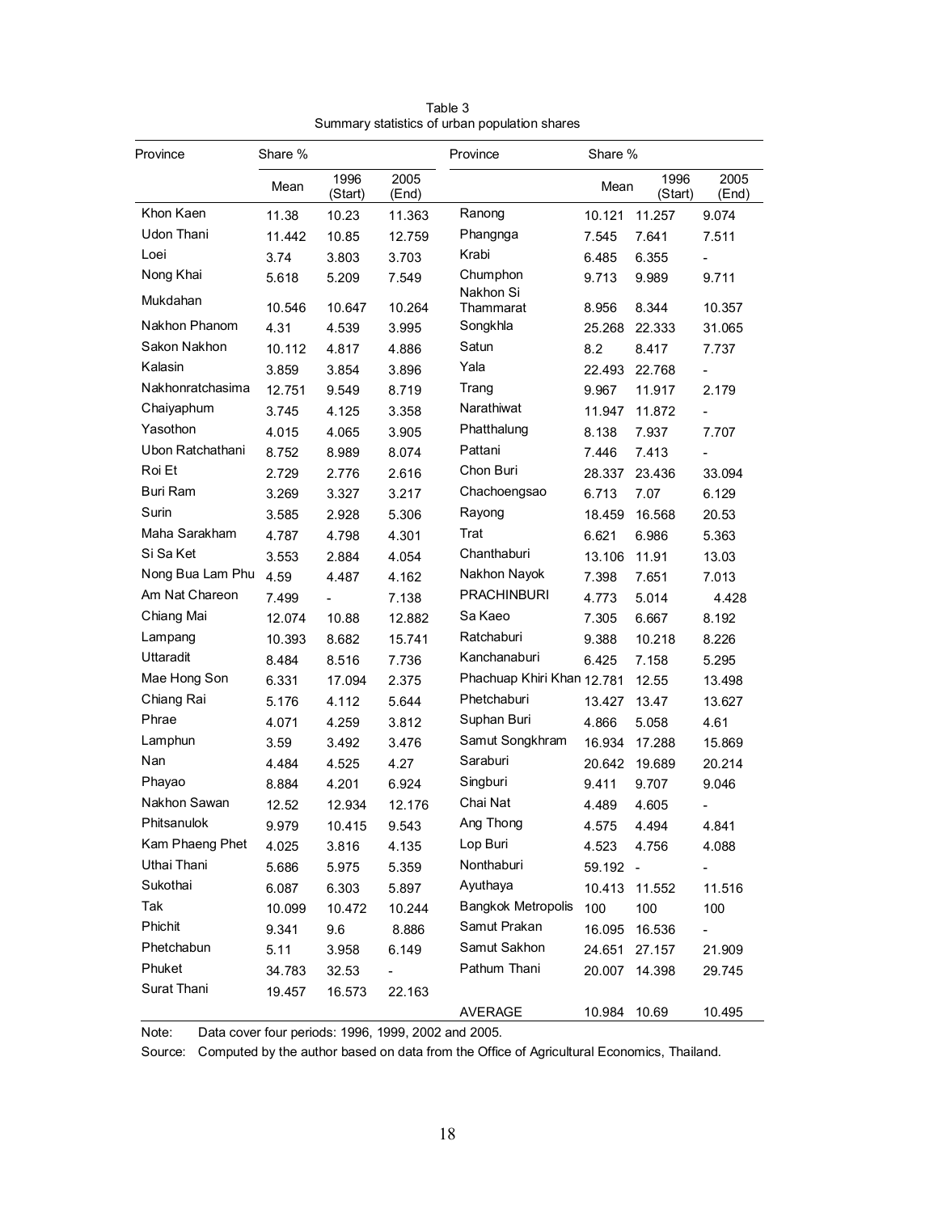Table 3
Summary statistics of urban population shares

| Province | Share % | | | Province | Share % | | |
|---|---|---|---|---|---|---|---|
| | Mean | 1996 (Start) | 2005 (End) | | Mean | 1996 (Start) | 2005 (End) |
| Khon Kaen | 11.38 | 10.23 | 11.363 | Ranong | 10.121 | 11.257 | 9.074 |
| Udon Thani | 11.442 | 10.85 | 12.759 | Phangnga | 7.545 | 7.641 | 7.511 |
| Loei | 3.74 | 3.803 | 3.703 | Krabi | 6.485 | 6.355 | - |
| Nong Khai | 5.618 | 5.209 | 7.549 | Chumphon | 9.713 | 9.989 | 9.711 |
| Mukdahan | 10.546 | 10.647 | 10.264 | Nakhon Si Thammarat | 8.956 | 8.344 | 10.357 |
| Nakhon Phanom | 4.31 | 4.539 | 3.995 | Songkhla | 25.268 | 22.333 | 31.065 |
| Sakon Nakhon | 10.112 | 4.817 | 4.886 | Satun | 8.2 | 8.417 | 7.737 |
| Kalasin | 3.859 | 3.854 | 3.896 | Yala | 22.493 | 22.768 | - |
| Nakhonratchasima | 12.751 | 9.549 | 8.719 | Trang | 9.967 | 11.917 | 2.179 |
| Chaiyaphum | 3.745 | 4.125 | 3.358 | Narathiwat | 11.947 | 11.872 | - |
| Yasothon | 4.015 | 4.065 | 3.905 | Phatthalung | 8.138 | 7.937 | 7.707 |
| Ubon Ratchathani | 8.752 | 8.989 | 8.074 | Pattani | 7.446 | 7.413 | - |
| Roi Et | 2.729 | 2.776 | 2.616 | Chon Buri | 28.337 | 23.436 | 33.094 |
| Buri Ram | 3.269 | 3.327 | 3.217 | Chachoengsao | 6.713 | 7.07 | 6.129 |
| Surin | 3.585 | 2.928 | 5.306 | Rayong | 18.459 | 16.568 | 20.53 |
| Maha Sarakham | 4.787 | 4.798 | 4.301 | Trat | 6.621 | 6.986 | 5.363 |
| Si Sa Ket | 3.553 | 2.884 | 4.054 | Chanthaburi | 13.106 | 11.91 | 13.03 |
| Nong Bua Lam Phu | 4.59 | 4.487 | 4.162 | Nakhon Nayok | 7.398 | 7.651 | 7.013 |
| Am Nat Chareon | 7.499 | - | 7.138 | PRACHINBURI | 4.773 | 5.014 | 4.428 |
| Chiang Mai | 12.074 | 10.88 | 12.882 | Sa Kaeo | 7.305 | 6.667 | 8.192 |
| Lampang | 10.393 | 8.682 | 15.741 | Ratchaburi | 9.388 | 10.218 | 8.226 |
| Uttaradit | 8.484 | 8.516 | 7.736 | Kanchanaburi | 6.425 | 7.158 | 5.295 |
| Mae Hong Son | 6.331 | 17.094 | 2.375 | Phachuap Khiri Khan | 12.781 | 12.55 | 13.498 |
| Chiang Rai | 5.176 | 4.112 | 5.644 | Phetchaburi | 13.427 | 13.47 | 13.627 |
| Phrae | 4.071 | 4.259 | 3.812 | Suphan Buri | 4.866 | 5.058 | 4.61 |
| Lamphun | 3.59 | 3.492 | 3.476 | Samut Songkhram | 16.934 | 17.288 | 15.869 |
| Nan | 4.484 | 4.525 | 4.27 | Saraburi | 20.642 | 19.689 | 20.214 |
| Phayao | 8.884 | 4.201 | 6.924 | Singburi | 9.411 | 9.707 | 9.046 |
| Nakhon Sawan | 12.52 | 12.934 | 12.176 | Chai Nat | 4.489 | 4.605 | - |
| Phitsanulok | 9.979 | 10.415 | 9.543 | Ang Thong | 4.575 | 4.494 | 4.841 |
| Kam Phaeng Phet | 4.025 | 3.816 | 4.135 | Lop Buri | 4.523 | 4.756 | 4.088 |
| Uthai Thani | 5.686 | 5.975 | 5.359 | Nonthaburi | 59.192 | - | - |
| Sukothai | 6.087 | 6.303 | 5.897 | Ayuthaya | 10.413 | 11.552 | 11.516 |
| Tak | 10.099 | 10.472 | 10.244 | Bangkok Metropolis | 100 | 100 | 100 |
| Phichit | 9.341 | 9.6 | 8.886 | Samut Prakan | 16.095 | 16.536 | - |
| Phetchabun | 5.11 | 3.958 | 6.149 | Samut Sakhon | 24.651 | 27.157 | 21.909 |
| Phuket | 34.783 | 32.53 | - | Pathum Thani | 20.007 | 14.398 | 29.745 |
| Surat Thani | 19.457 | 16.573 | 22.163 | | | | |
| | | | | AVERAGE | 10.984 | 10.69 | 10.495 |

Note: Data cover four periods: 1996, 1999, 2002 and 2005.

Source: Computed by the author based on data from the Office of Agricultural Economics, Thailand.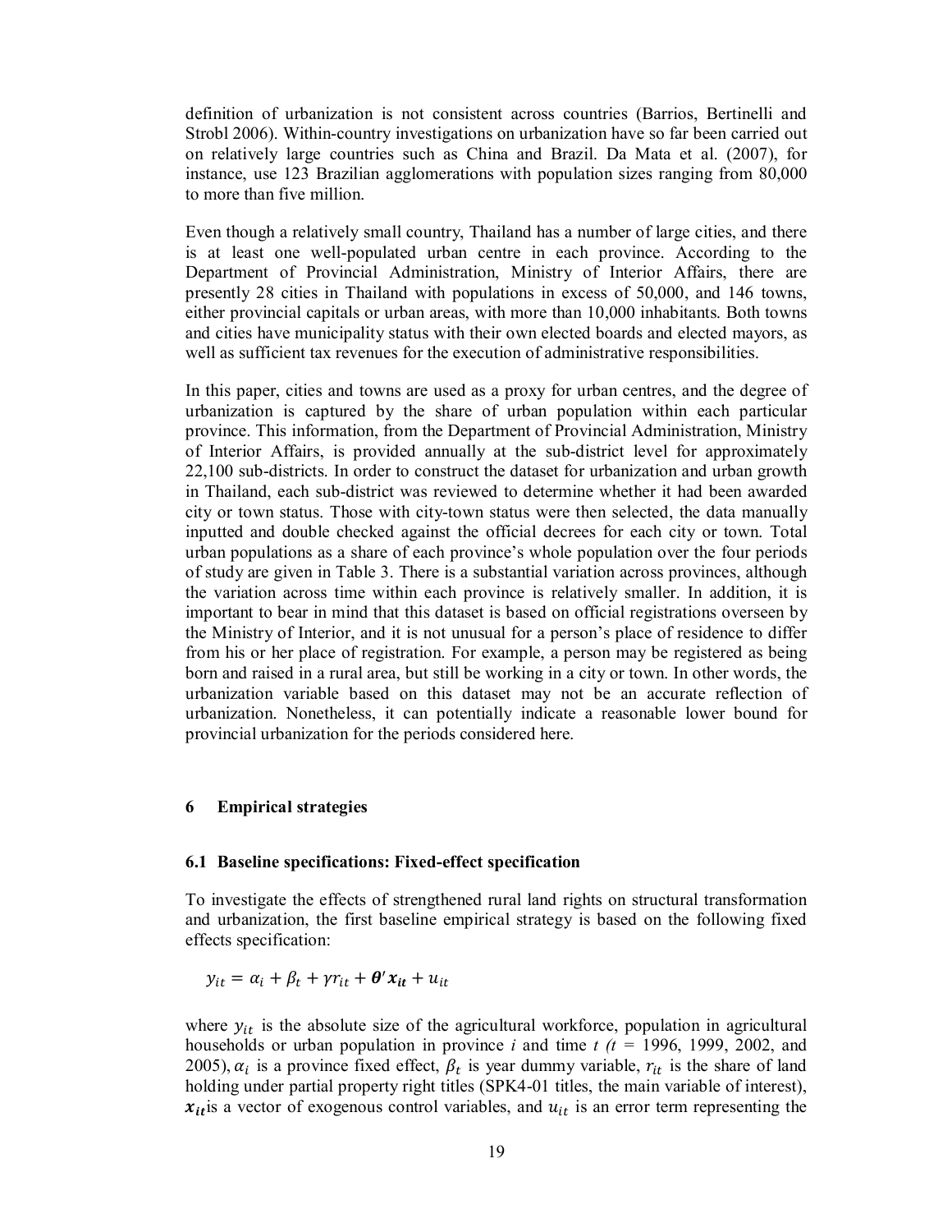definition of urbanization is not consistent across countries (Barrios, Bertinelli and Strobl 2006). Within-country investigations on urbanization have so far been carried out on relatively large countries such as China and Brazil. Da Mata et al. (2007), for instance, use 123 Brazilian agglomerations with population sizes ranging from 80,000 to more than five million.

Even though a relatively small country, Thailand has a number of large cities, and there is at least one well-populated urban centre in each province. According to the Department of Provincial Administration, Ministry of Interior Affairs, there are presently 28 cities in Thailand with populations in excess of 50,000, and 146 towns, either provincial capitals or urban areas, with more than 10,000 inhabitants. Both towns and cities have municipality status with their own elected boards and elected mayors, as well as sufficient tax revenues for the execution of administrative responsibilities.

In this paper, cities and towns are used as a proxy for urban centres, and the degree of urbanization is captured by the share of urban population within each particular province. This information, from the Department of Provincial Administration, Ministry of Interior Affairs, is provided annually at the sub-district level for approximately 22,100 sub-districts. In order to construct the dataset for urbanization and urban growth in Thailand, each sub-district was reviewed to determine whether it had been awarded city or town status. Those with city-town status were then selected, the data manually inputted and double checked against the official decrees for each city or town. Total urban populations as a share of each province's whole population over the four periods of study are given in Table 3. There is a substantial variation across provinces, although the variation across time within each province is relatively smaller. In addition, it is important to bear in mind that this dataset is based on official registrations overseen by the Ministry of Interior, and it is not unusual for a person's place of residence to differ from his or her place of registration. For example, a person may be registered as being born and raised in a rural area, but still be working in a city or town. In other words, the urbanization variable based on this dataset may not be an accurate reflection of urbanization. Nonetheless, it can potentially indicate a reasonable lower bound for provincial urbanization for the periods considered here.

## 6 Empirical strategies

### 6.1 Baseline specifications: Fixed-effect specification

To investigate the effects of strengthened rural land rights on structural transformation and urbanization, the first baseline empirical strategy is based on the following fixed effects specification:

$$y_{it} = \alpha_i + \beta_t + \gamma r_{it} + \boldsymbol{\theta}' \boldsymbol{x_{it}} + u_{it}$$

where $y_{it}$ is the absolute size of the agricultural workforce, population in agricultural households or urban population in province $i$ and time $t$ ($t$ = 1996, 1999, 2002, and 2005), $\alpha_i$ is a province fixed effect, $\beta_t$ is year dummy variable, $r_{it}$ is the share of land holding under partial property right titles (SPK4-01 titles, the main variable of interest), $\boldsymbol{x_{it}}$ is a vector of exogenous control variables, and $u_{it}$ is an error term representing the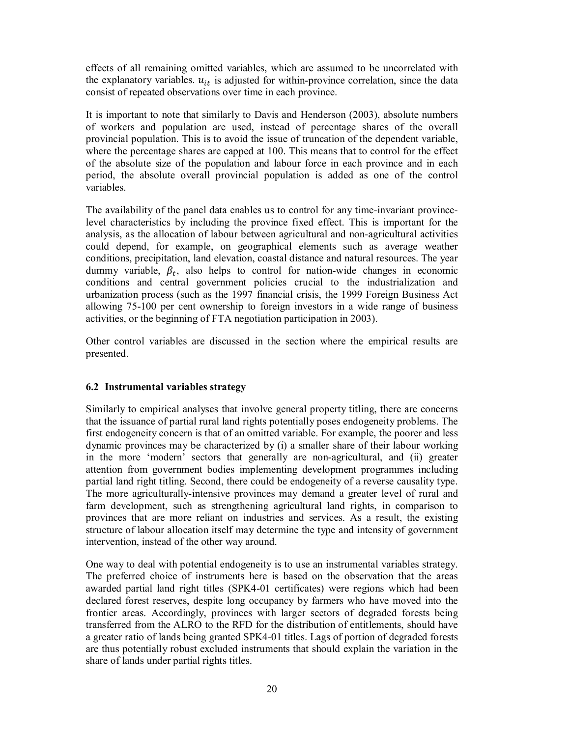effects of all remaining omitted variables, which are assumed to be uncorrelated with the explanatory variables. $u_{it}$ is adjusted for within-province correlation, since the data consist of repeated observations over time in each province.

It is important to note that similarly to Davis and Henderson (2003), absolute numbers of workers and population are used, instead of percentage shares of the overall provincial population. This is to avoid the issue of truncation of the dependent variable, where the percentage shares are capped at 100. This means that to control for the effect of the absolute size of the population and labour force in each province and in each period, the absolute overall provincial population is added as one of the control variables.

The availability of the panel data enables us to control for any time-invariant province-level characteristics by including the province fixed effect. This is important for the analysis, as the allocation of labour between agricultural and non-agricultural activities could depend, for example, on geographical elements such as average weather conditions, precipitation, land elevation, coastal distance and natural resources. The year dummy variable, $\beta_t$, also helps to control for nation-wide changes in economic conditions and central government policies crucial to the industrialization and urbanization process (such as the 1997 financial crisis, the 1999 Foreign Business Act allowing 75-100 per cent ownership to foreign investors in a wide range of business activities, or the beginning of FTA negotiation participation in 2003).

Other control variables are discussed in the section where the empirical results are presented.

### 6.2 Instrumental variables strategy

Similarly to empirical analyses that involve general property titling, there are concerns that the issuance of partial rural land rights potentially poses endogeneity problems. The first endogeneity concern is that of an omitted variable. For example, the poorer and less dynamic provinces may be characterized by (i) a smaller share of their labour working in the more 'modern' sectors that generally are non-agricultural, and (ii) greater attention from government bodies implementing development programmes including partial land right titling. Second, there could be endogeneity of a reverse causality type. The more agriculturally-intensive provinces may demand a greater level of rural and farm development, such as strengthening agricultural land rights, in comparison to provinces that are more reliant on industries and services. As a result, the existing structure of labour allocation itself may determine the type and intensity of government intervention, instead of the other way around.

One way to deal with potential endogeneity is to use an instrumental variables strategy. The preferred choice of instruments here is based on the observation that the areas awarded partial land right titles (SPK4-01 certificates) were regions which had been declared forest reserves, despite long occupancy by farmers who have moved into the frontier areas. Accordingly, provinces with larger sectors of degraded forests being transferred from the ALRO to the RFD for the distribution of entitlements, should have a greater ratio of lands being granted SPK4-01 titles. Lags of portion of degraded forests are thus potentially robust excluded instruments that should explain the variation in the share of lands under partial rights titles.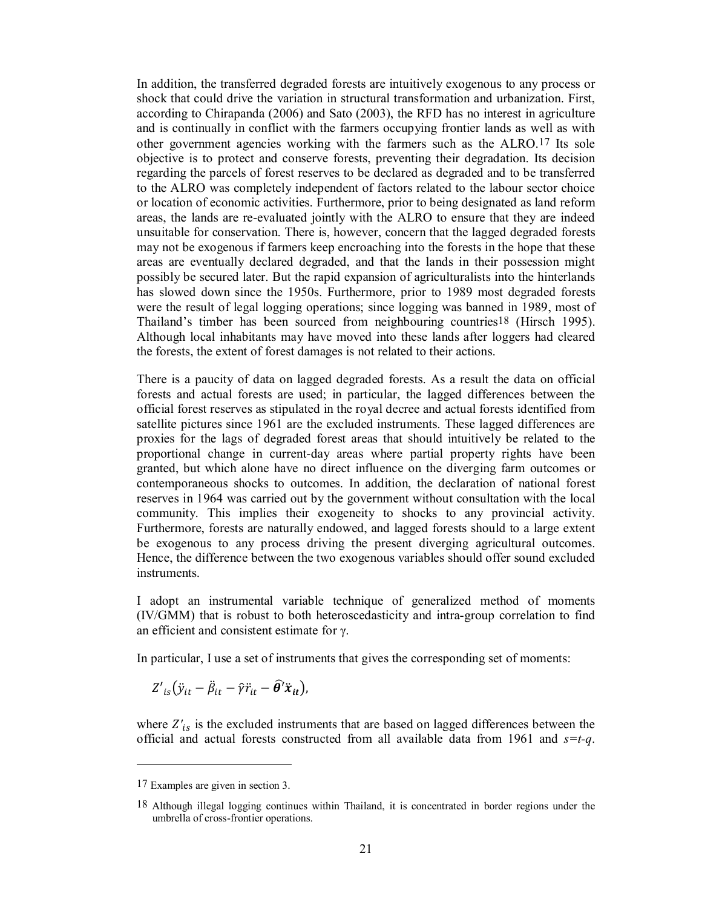In addition, the transferred degraded forests are intuitively exogenous to any process or shock that could drive the variation in structural transformation and urbanization. First, according to Chirapanda (2006) and Sato (2003), the RFD has no interest in agriculture and is continually in conflict with the farmers occupying frontier lands as well as with other government agencies working with the farmers such as the ALRO.[17] Its sole objective is to protect and conserve forests, preventing their degradation. Its decision regarding the parcels of forest reserves to be declared as degraded and to be transferred to the ALRO was completely independent of factors related to the labour sector choice or location of economic activities. Furthermore, prior to being designated as land reform areas, the lands are re-evaluated jointly with the ALRO to ensure that they are indeed unsuitable for conservation. There is, however, concern that the lagged degraded forests may not be exogenous if farmers keep encroaching into the forests in the hope that these areas are eventually declared degraded, and that the lands in their possession might possibly be secured later. But the rapid expansion of agriculturalists into the hinterlands has slowed down since the 1950s. Furthermore, prior to 1989 most degraded forests were the result of legal logging operations; since logging was banned in 1989, most of Thailand's timber has been sourced from neighbouring countries[18] (Hirsch 1995). Although local inhabitants may have moved into these lands after loggers had cleared the forests, the extent of forest damages is not related to their actions.

There is a paucity of data on lagged degraded forests. As a result the data on official forests and actual forests are used; in particular, the lagged differences between the official forest reserves as stipulated in the royal decree and actual forests identified from satellite pictures since 1961 are the excluded instruments. These lagged differences are proxies for the lags of degraded forest areas that should intuitively be related to the proportional change in current-day areas where partial property rights have been granted, but which alone have no direct influence on the diverging farm outcomes or contemporaneous shocks to outcomes. In addition, the declaration of national forest reserves in 1964 was carried out by the government without consultation with the local community. This implies their exogeneity to shocks to any provincial activity. Furthermore, forests are naturally endowed, and lagged forests should to a large extent be exogenous to any process driving the present diverging agricultural outcomes. Hence, the difference between the two exogenous variables should offer sound excluded instruments.

I adopt an instrumental variable technique of generalized method of moments (IV/GMM) that is robust to both heteroscedasticity and intra-group correlation to find an efficient and consistent estimate for γ.

In particular, I use a set of instruments that gives the corresponding set of moments:

$$Z'_{is}\left(\ddot{y}_{it} - \ddot{\beta}_{it} - \hat{\gamma}\ddot{r}_{it} - \hat{\boldsymbol{\theta}}'\ddot{\boldsymbol{x}}_{it}\right),$$

where $Z'_{is}$ is the excluded instruments that are based on lagged differences between the official and actual forests constructed from all available data from 1961 and $s=t-q$.

---

[17] Examples are given in section 3.

[18] Although illegal logging continues within Thailand, it is concentrated in border regions under the umbrella of cross-frontier operations.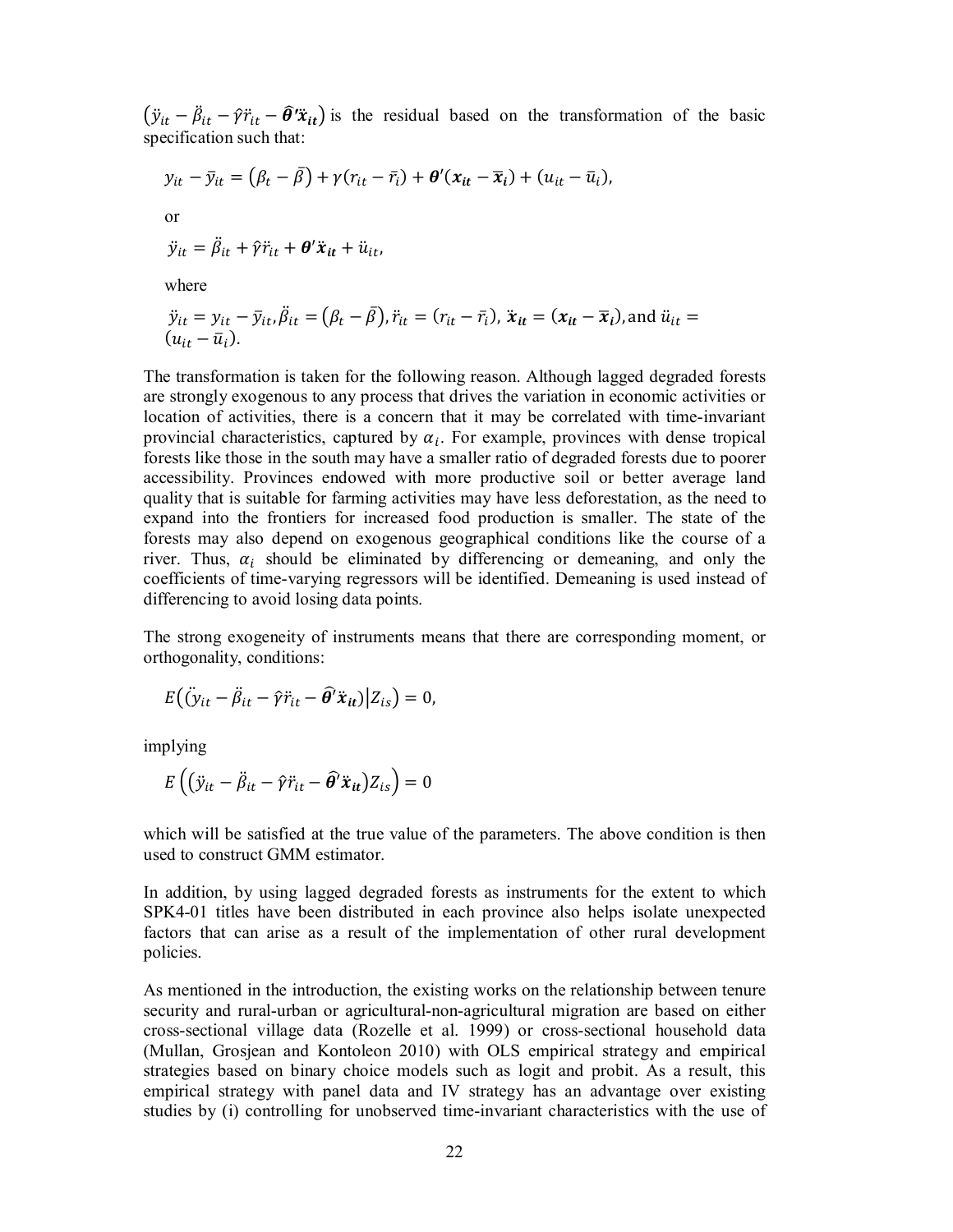$\left(\ddot{y}_{it} - \ddot{\beta}_{it} - \hat{\gamma}\ddot{r}_{it} - \widehat{\boldsymbol{\theta}}'\ddot{\boldsymbol{x}}_{it}\right)$ is the residual based on the transformation of the basic specification such that:

$$y_{it} - \bar{y}_{it} = \left(\beta_t - \bar{\beta}\right) + \gamma(r_{it} - \bar{r}_i) + \boldsymbol{\theta}'(\boldsymbol{x}_{it} - \bar{\boldsymbol{x}}_i) + (u_{it} - \bar{u}_i),$$

or

$$\ddot{y}_{it} = \ddot{\beta}_{it} + \hat{\gamma}\ddot{r}_{it} + \boldsymbol{\theta}'\ddot{\boldsymbol{x}}_{it} + \ddot{u}_{it},$$

where

$\ddot{y}_{it} = y_{it} - \bar{y}_{it}, \ddot{\beta}_{it} = \left(\beta_t - \bar{\beta}\right), \ddot{r}_{it} = (r_{it} - \bar{r}_i),\ \ddot{\boldsymbol{x}}_{it} = (\boldsymbol{x}_{it} - \bar{\boldsymbol{x}}_i)$, and $\ddot{u}_{it} = (u_{it} - \bar{u}_i)$.

The transformation is taken for the following reason. Although lagged degraded forests are strongly exogenous to any process that drives the variation in economic activities or location of activities, there is a concern that it may be correlated with time-invariant provincial characteristics, captured by $\alpha_i$. For example, provinces with dense tropical forests like those in the south may have a smaller ratio of degraded forests due to poorer accessibility. Provinces endowed with more productive soil or better average land quality that is suitable for farming activities may have less deforestation, as the need to expand into the frontiers for increased food production is smaller. The state of the forests may also depend on exogenous geographical conditions like the course of a river. Thus, $\alpha_i$ should be eliminated by differencing or demeaning, and only the coefficients of time-varying regressors will be identified. Demeaning is used instead of differencing to avoid losing data points.

The strong exogeneity of instruments means that there are corresponding moment, or orthogonality, conditions:

$$E\left(\left(\ddot{y}_{it} - \ddot{\beta}_{it} - \hat{\gamma}\ddot{r}_{it} - \widehat{\boldsymbol{\theta}}'\ddot{\boldsymbol{x}}_{it}\right)\middle|Z_{is}\right) = 0,$$

implying

$$E\left(\left(\ddot{y}_{it} - \ddot{\beta}_{it} - \hat{\gamma}\ddot{r}_{it} - \widehat{\boldsymbol{\theta}}'\ddot{\boldsymbol{x}}_{it}\right)Z_{is}\right) = 0$$

which will be satisfied at the true value of the parameters. The above condition is then used to construct GMM estimator.

In addition, by using lagged degraded forests as instruments for the extent to which SPK4-01 titles have been distributed in each province also helps isolate unexpected factors that can arise as a result of the implementation of other rural development policies.

As mentioned in the introduction, the existing works on the relationship between tenure security and rural-urban or agricultural-non-agricultural migration are based on either cross-sectional village data (Rozelle et al. 1999) or cross-sectional household data (Mullan, Grosjean and Kontoleon 2010) with OLS empirical strategy and empirical strategies based on binary choice models such as logit and probit. As a result, this empirical strategy with panel data and IV strategy has an advantage over existing studies by (i) controlling for unobserved time-invariant characteristics with the use of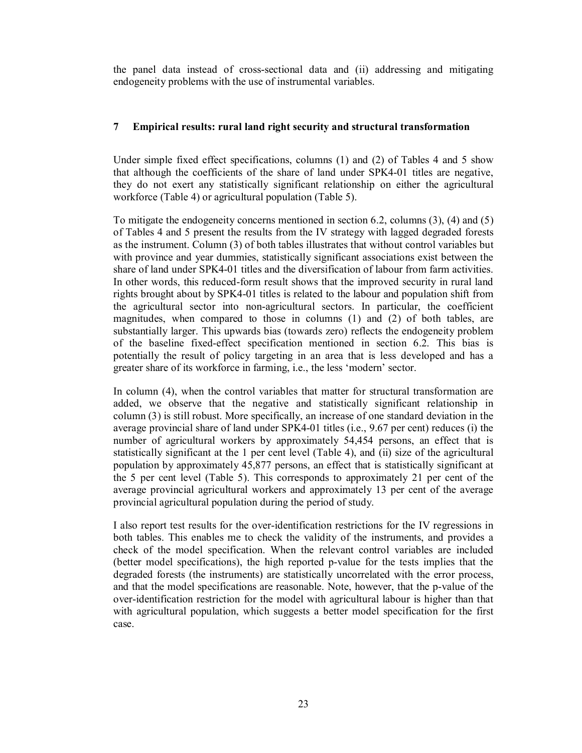the panel data instead of cross-sectional data and (ii) addressing and mitigating endogeneity problems with the use of instrumental variables.

## 7 Empirical results: rural land right security and structural transformation

Under simple fixed effect specifications, columns (1) and (2) of Tables 4 and 5 show that although the coefficients of the share of land under SPK4-01 titles are negative, they do not exert any statistically significant relationship on either the agricultural workforce (Table 4) or agricultural population (Table 5).

To mitigate the endogeneity concerns mentioned in section 6.2, columns (3), (4) and (5) of Tables 4 and 5 present the results from the IV strategy with lagged degraded forests as the instrument. Column (3) of both tables illustrates that without control variables but with province and year dummies, statistically significant associations exist between the share of land under SPK4-01 titles and the diversification of labour from farm activities. In other words, this reduced-form result shows that the improved security in rural land rights brought about by SPK4-01 titles is related to the labour and population shift from the agricultural sector into non-agricultural sectors. In particular, the coefficient magnitudes, when compared to those in columns (1) and (2) of both tables, are substantially larger. This upwards bias (towards zero) reflects the endogeneity problem of the baseline fixed-effect specification mentioned in section 6.2. This bias is potentially the result of policy targeting in an area that is less developed and has a greater share of its workforce in farming, i.e., the less 'modern' sector.

In column (4), when the control variables that matter for structural transformation are added, we observe that the negative and statistically significant relationship in column (3) is still robust. More specifically, an increase of one standard deviation in the average provincial share of land under SPK4-01 titles (i.e., 9.67 per cent) reduces (i) the number of agricultural workers by approximately 54,454 persons, an effect that is statistically significant at the 1 per cent level (Table 4), and (ii) size of the agricultural population by approximately 45,877 persons, an effect that is statistically significant at the 5 per cent level (Table 5). This corresponds to approximately 21 per cent of the average provincial agricultural workers and approximately 13 per cent of the average provincial agricultural population during the period of study.

I also report test results for the over-identification restrictions for the IV regressions in both tables. This enables me to check the validity of the instruments, and provides a check of the model specification. When the relevant control variables are included (better model specifications), the high reported p-value for the tests implies that the degraded forests (the instruments) are statistically uncorrelated with the error process, and that the model specifications are reasonable. Note, however, that the p-value of the over-identification restriction for the model with agricultural labour is higher than that with agricultural population, which suggests a better model specification for the first case.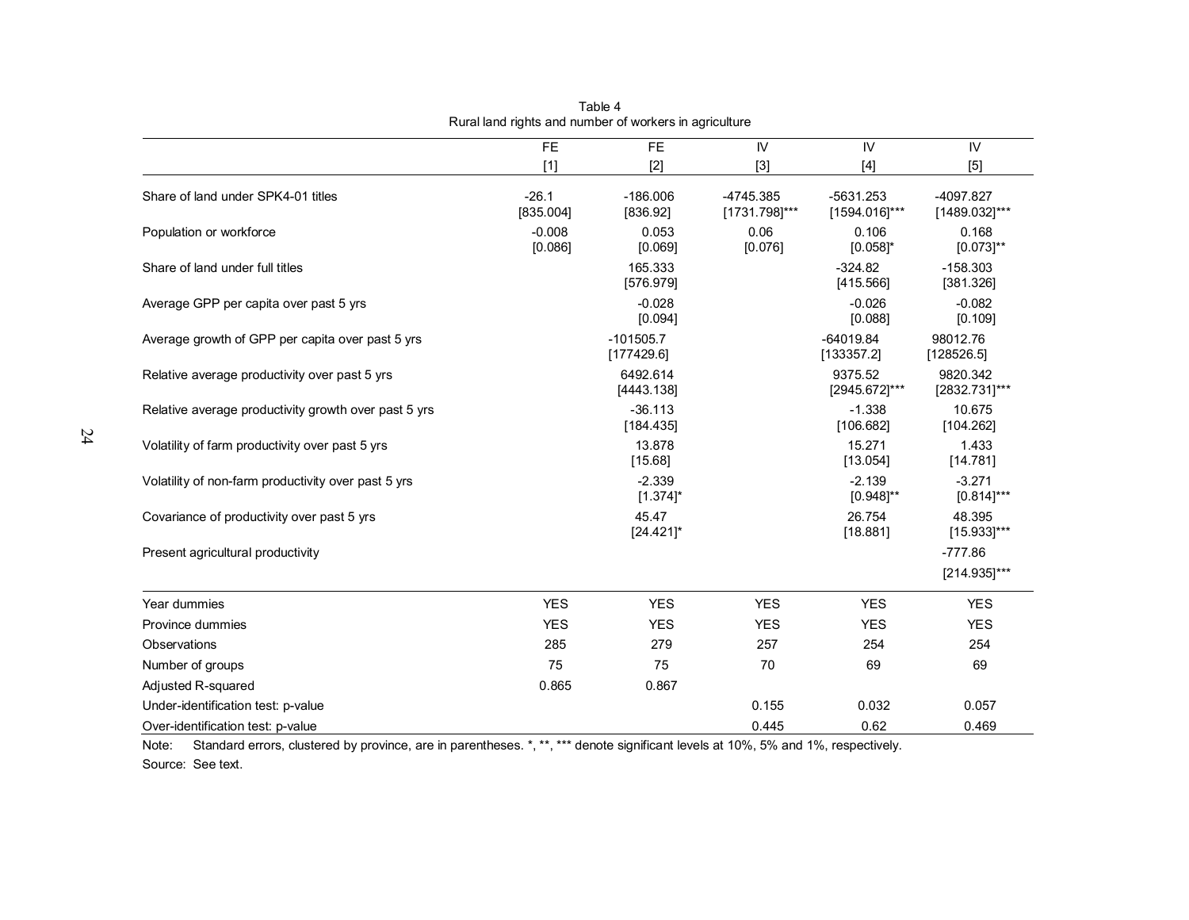Table 4
Rural land rights and number of workers in agriculture

| | FE | FE | IV | IV | IV |
|---|---|---|---|---|---|
| | [1] | [2] | [3] | [4] | [5] |
| Share of land under SPK4-01 titles | -26.1 | -186.006 | -4745.385 | -5631.253 | -4097.827 |
| | [835.004] | [836.92] | [1731.798]*** | [1594.016]*** | [1489.032]*** |
| Population or workforce | -0.008 | 0.053 | 0.06 | 0.106 | 0.168 |
| | [0.086] | [0.069] | [0.076] | [0.058]* | [0.073]** |
| Share of land under full titles | | 165.333 | | -324.82 | -158.303 |
| | | [576.979] | | [415.566] | [381.326] |
| Average GPP per capita over past 5 yrs | | -0.028 | | -0.026 | -0.082 |
| | | [0.094] | | [0.088] | [0.109] |
| Average growth of GPP per capita over past 5 yrs | | -101505.7 | | -64019.84 | 98012.76 |
| | | [177429.6] | | [133357.2] | [128526.5] |
| Relative average productivity over past 5 yrs | | 6492.614 | | 9375.52 | 9820.342 |
| | | [4443.138] | | [2945.672]*** | [2832.731]*** |
| Relative average productivity growth over past 5 yrs | | -36.113 | | -1.338 | 10.675 |
| | | [184.435] | | [106.682] | [104.262] |
| Volatility of farm productivity over past 5 yrs | | 13.878 | | 15.271 | 1.433 |
| | | [15.68] | | [13.054] | [14.781] |
| Volatility of non-farm productivity over past 5 yrs | | -2.339 | | -2.139 | -3.271 |
| | | [1.374]* | | [0.948]** | [0.814]*** |
| Covariance of productivity over past 5 yrs | | 45.47 | | 26.754 | 48.395 |
| | | [24.421]* | | [18.881] | [15.933]*** |
| Present agricultural productivity | | | | | -777.86 |
| | | | | | [214.935]*** |
| Year dummies | YES | YES | YES | YES | YES |
| Province dummies | YES | YES | YES | YES | YES |
| Observations | 285 | 279 | 257 | 254 | 254 |
| Number of groups | 75 | 75 | 70 | 69 | 69 |
| Adjusted R-squared | 0.865 | 0.867 | | | |
| Under-identification test: p-value | | | 0.155 | 0.032 | 0.057 |
| Over-identification test: p-value | | | 0.445 | 0.62 | 0.469 |

Note: Standard errors, clustered by province, are in parentheses. *, **, *** denote significant levels at 10%, 5% and 1%, respectively.

Source: See text.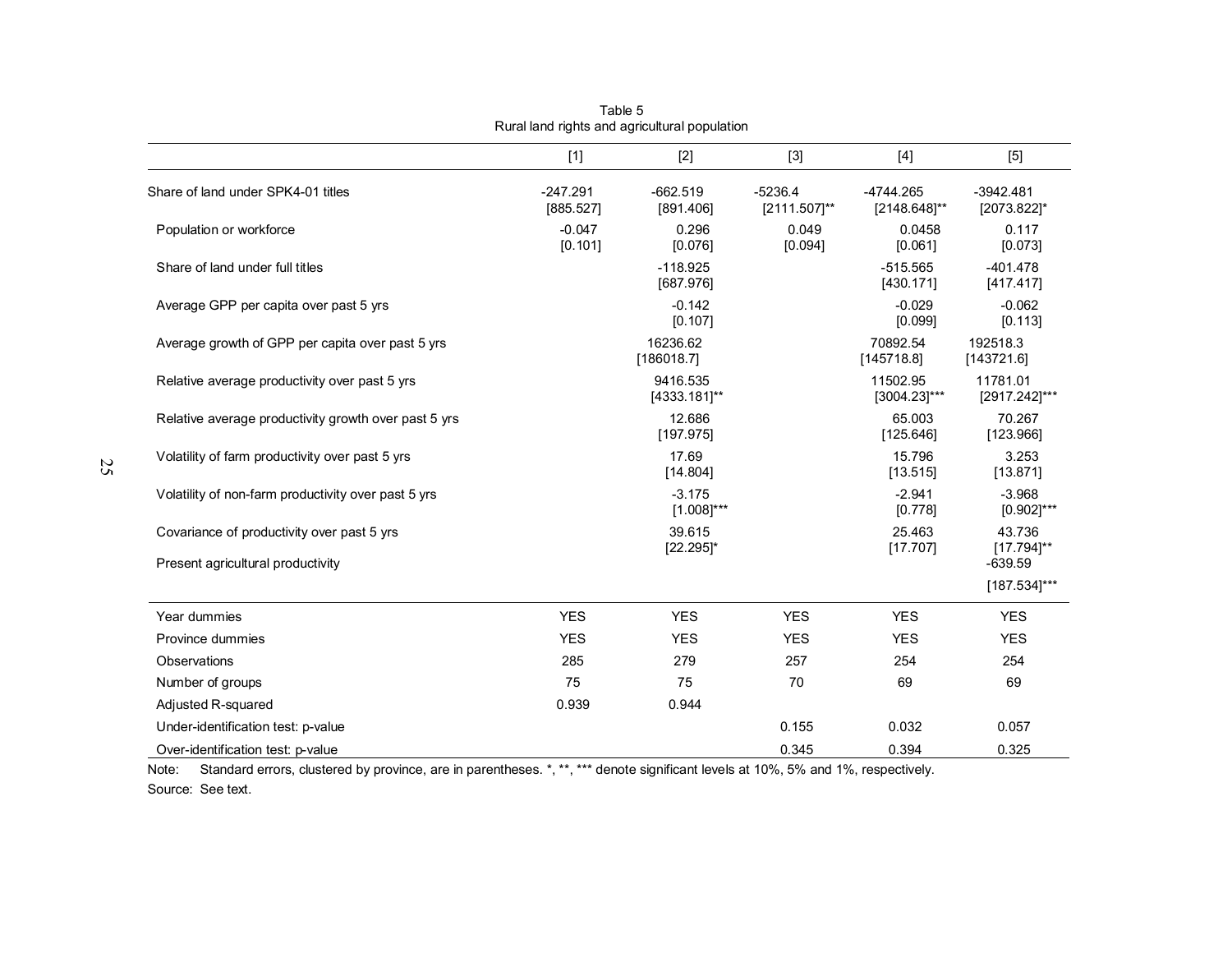Table 5
Rural land rights and agricultural population

| | [1] | [2] | [3] | [4] | [5] |
|---|---|---|---|---|---|
| Share of land under SPK4-01 titles | -247.291<br>[885.527] | -662.519<br>[891.406] | -5236.4<br>[2111.507]** | -4744.265<br>[2148.648]** | -3942.481<br>[2073.822]* |
| Population or workforce | -0.047<br>[0.101] | 0.296<br>[0.076] | 0.049<br>[0.094] | 0.0458<br>[0.061] | 0.117<br>[0.073] |
| Share of land under full titles | | -118.925<br>[687.976] | | -515.565<br>[430.171] | -401.478<br>[417.417] |
| Average GPP per capita over past 5 yrs | | -0.142<br>[0.107] | | -0.029<br>[0.099] | -0.062<br>[0.113] |
| Average growth of GPP per capita over past 5 yrs | | 16236.62<br>[186018.7] | | 70892.54<br>[145718.8] | 192518.3<br>[143721.6] |
| Relative average productivity over past 5 yrs | | 9416.535<br>[4333.181]** | | 11502.95<br>[3004.23]*** | 11781.01<br>[2917.242]*** |
| Relative average productivity growth over past 5 yrs | | 12.686<br>[197.975] | | 65.003<br>[125.646] | 70.267<br>[123.966] |
| Volatility of farm productivity over past 5 yrs | | 17.69<br>[14.804] | | 15.796<br>[13.515] | 3.253<br>[13.871] |
| Volatility of non-farm productivity over past 5 yrs | | -3.175<br>[1.008]*** | | -2.941<br>[0.778] | -3.968<br>[0.902]*** |
| Covariance of productivity over past 5 yrs | | 39.615<br>[22.295]* | | 25.463<br>[17.707] | 43.736<br>[17.794]** |
| Present agricultural productivity | | | | | -639.59<br>[187.534]*** |
| Year dummies | YES | YES | YES | YES | YES |
| Province dummies | YES | YES | YES | YES | YES |
| Observations | 285 | 279 | 257 | 254 | 254 |
| Number of groups | 75 | 75 | 70 | 69 | 69 |
| Adjusted R-squared | 0.939 | 0.944 | | | |
| Under-identification test: p-value | | | 0.155 | 0.032 | 0.057 |
| Over-identification test: p-value | | | 0.345 | 0.394 | 0.325 |

Note: Standard errors, clustered by province, are in parentheses. *, **, *** denote significant levels at 10%, 5% and 1%, respectively.

Source: See text.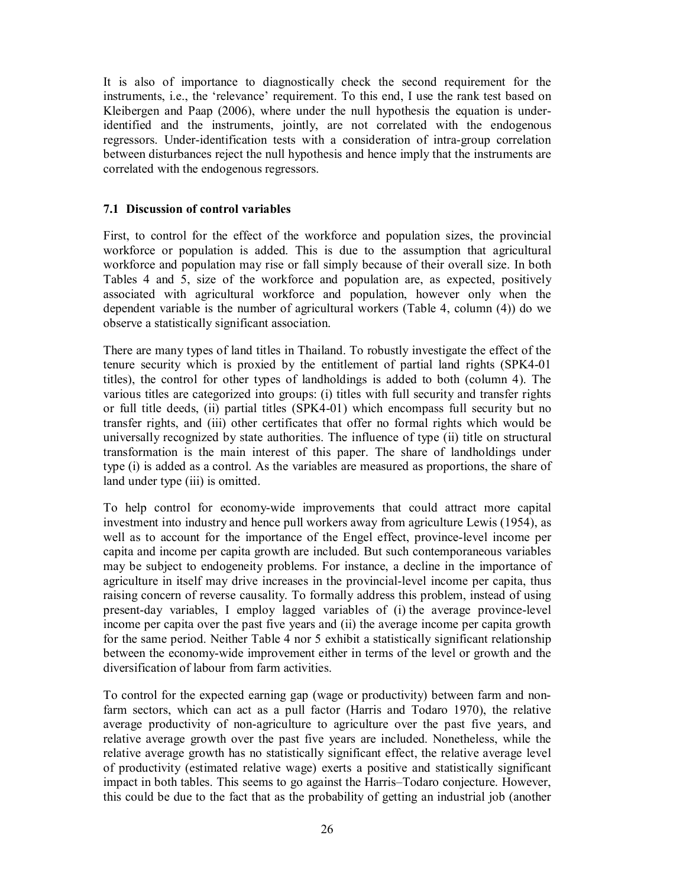It is also of importance to diagnostically check the second requirement for the instruments, i.e., the 'relevance' requirement. To this end, I use the rank test based on Kleibergen and Paap (2006), where under the null hypothesis the equation is under-identified and the instruments, jointly, are not correlated with the endogenous regressors. Under-identification tests with a consideration of intra-group correlation between disturbances reject the null hypothesis and hence imply that the instruments are correlated with the endogenous regressors.

### 7.1 Discussion of control variables

First, to control for the effect of the workforce and population sizes, the provincial workforce or population is added. This is due to the assumption that agricultural workforce and population may rise or fall simply because of their overall size. In both Tables 4 and 5, size of the workforce and population are, as expected, positively associated with agricultural workforce and population, however only when the dependent variable is the number of agricultural workers (Table 4, column (4)) do we observe a statistically significant association.

There are many types of land titles in Thailand. To robustly investigate the effect of the tenure security which is proxied by the entitlement of partial land rights (SPK4-01 titles), the control for other types of landholdings is added to both (column 4). The various titles are categorized into groups: (i) titles with full security and transfer rights or full title deeds, (ii) partial titles (SPK4-01) which encompass full security but no transfer rights, and (iii) other certificates that offer no formal rights which would be universally recognized by state authorities. The influence of type (ii) title on structural transformation is the main interest of this paper. The share of landholdings under type (i) is added as a control. As the variables are measured as proportions, the share of land under type (iii) is omitted.

To help control for economy-wide improvements that could attract more capital investment into industry and hence pull workers away from agriculture Lewis (1954), as well as to account for the importance of the Engel effect, province-level income per capita and income per capita growth are included. But such contemporaneous variables may be subject to endogeneity problems. For instance, a decline in the importance of agriculture in itself may drive increases in the provincial-level income per capita, thus raising concern of reverse causality. To formally address this problem, instead of using present-day variables, I employ lagged variables of (i) the average province-level income per capita over the past five years and (ii) the average income per capita growth for the same period. Neither Table 4 nor 5 exhibit a statistically significant relationship between the economy-wide improvement either in terms of the level or growth and the diversification of labour from farm activities.

To control for the expected earning gap (wage or productivity) between farm and non-farm sectors, which can act as a pull factor (Harris and Todaro 1970), the relative average productivity of non-agriculture to agriculture over the past five years, and relative average growth over the past five years are included. Nonetheless, while the relative average growth has no statistically significant effect, the relative average level of productivity (estimated relative wage) exerts a positive and statistically significant impact in both tables. This seems to go against the Harris–Todaro conjecture. However, this could be due to the fact that as the probability of getting an industrial job (another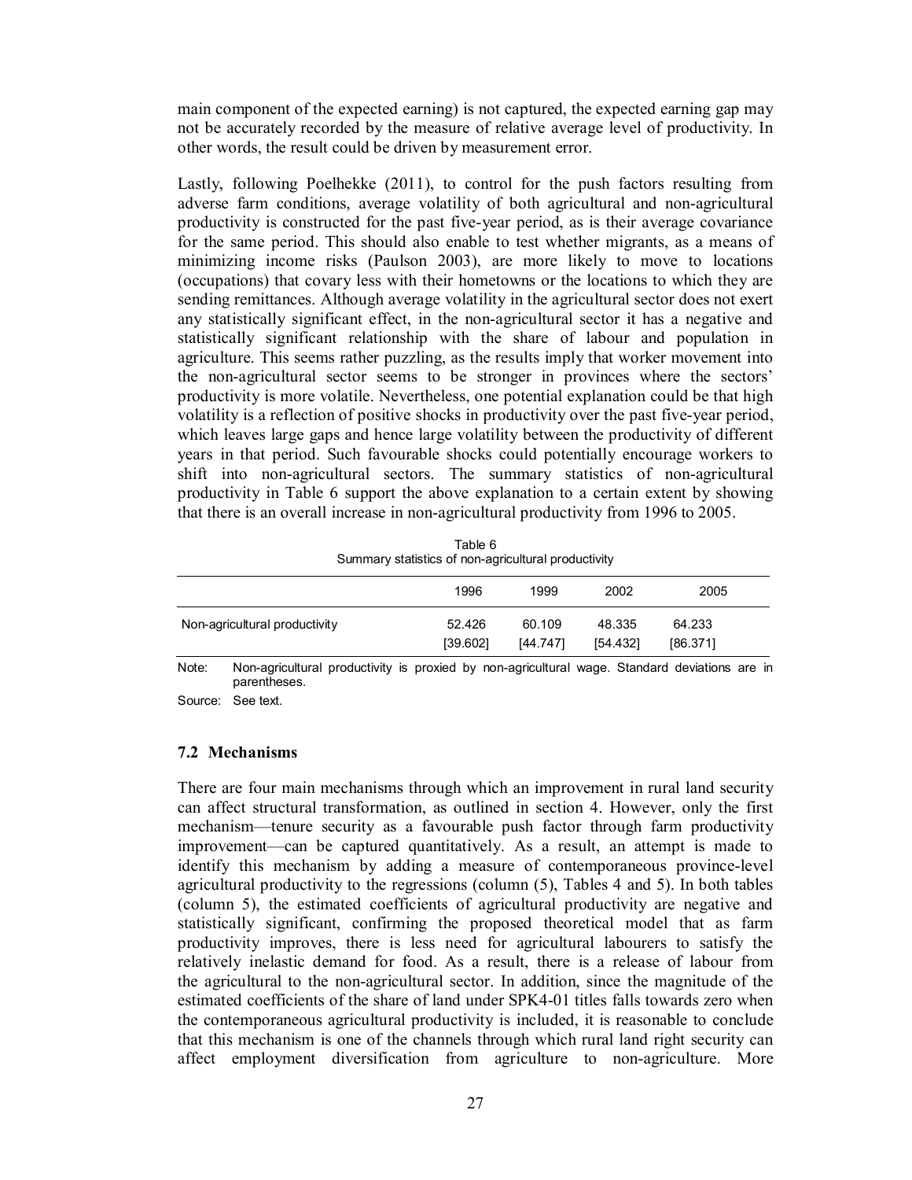main component of the expected earning) is not captured, the expected earning gap may not be accurately recorded by the measure of relative average level of productivity. In other words, the result could be driven by measurement error.

Lastly, following Poelhekke (2011), to control for the push factors resulting from adverse farm conditions, average volatility of both agricultural and non-agricultural productivity is constructed for the past five-year period, as is their average covariance for the same period. This should also enable to test whether migrants, as a means of minimizing income risks (Paulson 2003), are more likely to move to locations (occupations) that covary less with their hometowns or the locations to which they are sending remittances. Although average volatility in the agricultural sector does not exert any statistically significant effect, in the non-agricultural sector it has a negative and statistically significant relationship with the share of labour and population in agriculture. This seems rather puzzling, as the results imply that worker movement into the non-agricultural sector seems to be stronger in provinces where the sectors' productivity is more volatile. Nevertheless, one potential explanation could be that high volatility is a reflection of positive shocks in productivity over the past five-year period, which leaves large gaps and hence large volatility between the productivity of different years in that period. Such favourable shocks could potentially encourage workers to shift into non-agricultural sectors. The summary statistics of non-agricultural productivity in Table 6 support the above explanation to a certain extent by showing that there is an overall increase in non-agricultural productivity from 1996 to 2005.

Table 6
Summary statistics of non-agricultural productivity

| | 1996 | 1999 | 2002 | 2005 |
|---|---|---|---|---|
| Non-agricultural productivity | 52.426 | 60.109 | 48.335 | 64.233 |
| | [39.602] | [44.747] | [54.432] | [86.371] |

Note: Non-agricultural productivity is proxied by non-agricultural wage. Standard deviations are in parentheses.

Source: See text.

### 7.2 Mechanisms

There are four main mechanisms through which an improvement in rural land security can affect structural transformation, as outlined in section 4. However, only the first mechanism—tenure security as a favourable push factor through farm productivity improvement—can be captured quantitatively. As a result, an attempt is made to identify this mechanism by adding a measure of contemporaneous province-level agricultural productivity to the regressions (column (5), Tables 4 and 5). In both tables (column 5), the estimated coefficients of agricultural productivity are negative and statistically significant, confirming the proposed theoretical model that as farm productivity improves, there is less need for agricultural labourers to satisfy the relatively inelastic demand for food. As a result, there is a release of labour from the agricultural to the non-agricultural sector. In addition, since the magnitude of the estimated coefficients of the share of land under SPK4-01 titles falls towards zero when the contemporaneous agricultural productivity is included, it is reasonable to conclude that this mechanism is one of the channels through which rural land right security can affect employment diversification from agriculture to non-agriculture. More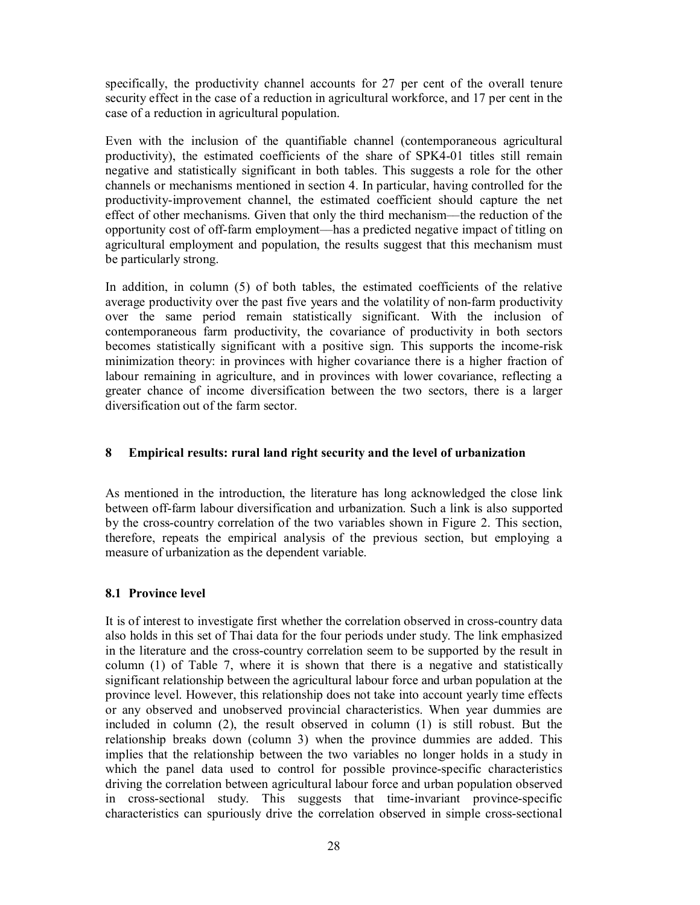specifically, the productivity channel accounts for 27 per cent of the overall tenure security effect in the case of a reduction in agricultural workforce, and 17 per cent in the case of a reduction in agricultural population.

Even with the inclusion of the quantifiable channel (contemporaneous agricultural productivity), the estimated coefficients of the share of SPK4-01 titles still remain negative and statistically significant in both tables. This suggests a role for the other channels or mechanisms mentioned in section 4. In particular, having controlled for the productivity-improvement channel, the estimated coefficient should capture the net effect of other mechanisms. Given that only the third mechanism—the reduction of the opportunity cost of off-farm employment—has a predicted negative impact of titling on agricultural employment and population, the results suggest that this mechanism must be particularly strong.

In addition, in column (5) of both tables, the estimated coefficients of the relative average productivity over the past five years and the volatility of non-farm productivity over the same period remain statistically significant. With the inclusion of contemporaneous farm productivity, the covariance of productivity in both sectors becomes statistically significant with a positive sign. This supports the income-risk minimization theory: in provinces with higher covariance there is a higher fraction of labour remaining in agriculture, and in provinces with lower covariance, reflecting a greater chance of income diversification between the two sectors, there is a larger diversification out of the farm sector.

## 8 Empirical results: rural land right security and the level of urbanization

As mentioned in the introduction, the literature has long acknowledged the close link between off-farm labour diversification and urbanization. Such a link is also supported by the cross-country correlation of the two variables shown in Figure 2. This section, therefore, repeats the empirical analysis of the previous section, but employing a measure of urbanization as the dependent variable.

### 8.1 Province level

It is of interest to investigate first whether the correlation observed in cross-country data also holds in this set of Thai data for the four periods under study. The link emphasized in the literature and the cross-country correlation seem to be supported by the result in column (1) of Table 7, where it is shown that there is a negative and statistically significant relationship between the agricultural labour force and urban population at the province level. However, this relationship does not take into account yearly time effects or any observed and unobserved provincial characteristics. When year dummies are included in column (2), the result observed in column (1) is still robust. But the relationship breaks down (column 3) when the province dummies are added. This implies that the relationship between the two variables no longer holds in a study in which the panel data used to control for possible province-specific characteristics driving the correlation between agricultural labour force and urban population observed in cross-sectional study. This suggests that time-invariant province-specific characteristics can spuriously drive the correlation observed in simple cross-sectional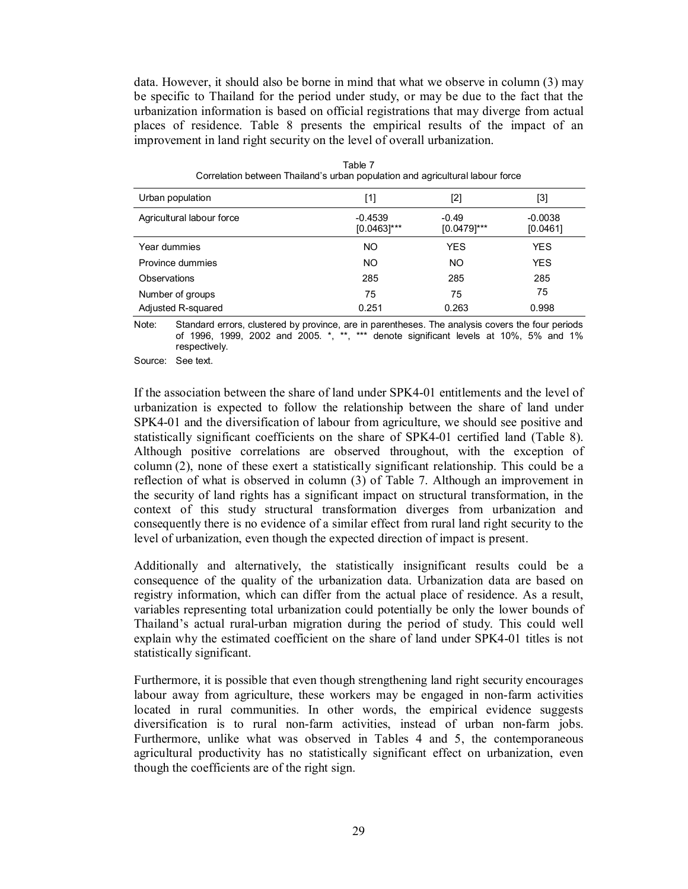data. However, it should also be borne in mind that what we observe in column (3) may be specific to Thailand for the period under study, or may be due to the fact that the urbanization information is based on official registrations that may diverge from actual places of residence. Table 8 presents the empirical results of the impact of an improvement in land right security on the level of overall urbanization.

Table 7
Correlation between Thailand's urban population and agricultural labour force

| Urban population | [1] | [2] | [3] |
|---|---|---|---|
| Agricultural labour force | -0.4539 [0.0463]*** | -0.49 [0.0479]*** | -0.0038 [0.0461] |
| Year dummies | NO | YES | YES |
| Province dummies | NO | NO | YES |
| Observations | 285 | 285 | 285 |
| Number of groups | 75 | 75 | 75 |
| Adjusted R-squared | 0.251 | 0.263 | 0.998 |

Note: Standard errors, clustered by province, are in parentheses. The analysis covers the four periods of 1996, 1999, 2002 and 2005. *, **, *** denote significant levels at 10%, 5% and 1% respectively.

Source: See text.

If the association between the share of land under SPK4-01 entitlements and the level of urbanization is expected to follow the relationship between the share of land under SPK4-01 and the diversification of labour from agriculture, we should see positive and statistically significant coefficients on the share of SPK4-01 certified land (Table 8). Although positive correlations are observed throughout, with the exception of column (2), none of these exert a statistically significant relationship. This could be a reflection of what is observed in column (3) of Table 7. Although an improvement in the security of land rights has a significant impact on structural transformation, in the context of this study structural transformation diverges from urbanization and consequently there is no evidence of a similar effect from rural land right security to the level of urbanization, even though the expected direction of impact is present.

Additionally and alternatively, the statistically insignificant results could be a consequence of the quality of the urbanization data. Urbanization data are based on registry information, which can differ from the actual place of residence. As a result, variables representing total urbanization could potentially be only the lower bounds of Thailand's actual rural-urban migration during the period of study. This could well explain why the estimated coefficient on the share of land under SPK4-01 titles is not statistically significant.

Furthermore, it is possible that even though strengthening land right security encourages labour away from agriculture, these workers may be engaged in non-farm activities located in rural communities. In other words, the empirical evidence suggests diversification is to rural non-farm activities, instead of urban non-farm jobs. Furthermore, unlike what was observed in Tables 4 and 5, the contemporaneous agricultural productivity has no statistically significant effect on urbanization, even though the coefficients are of the right sign.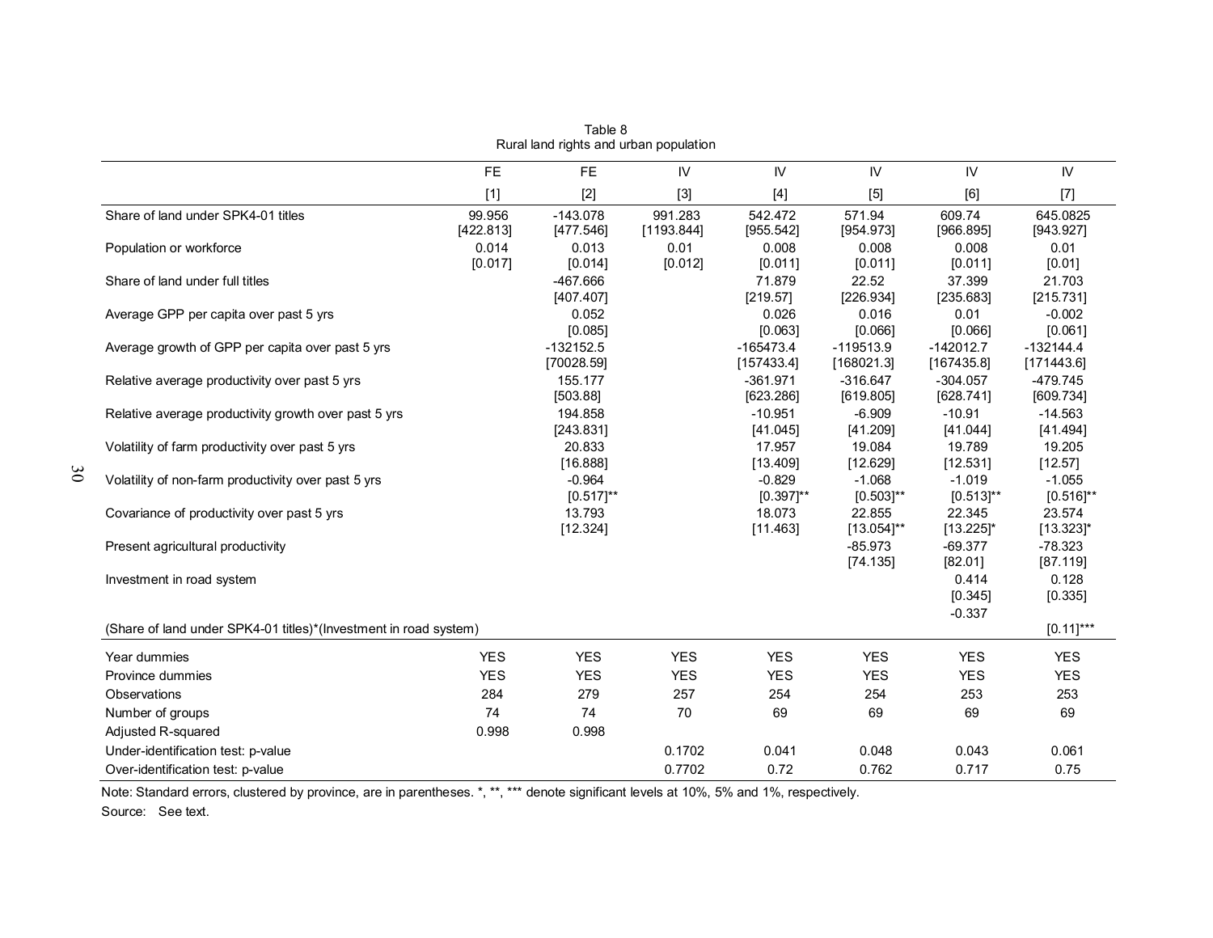Table 8

Rural land rights and urban population

| | FE | FE | IV | IV | IV | IV | IV |
|---|---|---|---|---|---|---|---|
| | [1] | [2] | [3] | [4] | [5] | [6] | [7] |
| Share of land under SPK4-01 titles | 99.956 | -143.078 | 991.283 | 542.472 | 571.94 | 609.74 | 645.0825 |
| | [422.813] | [477.546] | [1193.844] | [955.542] | [954.973] | [966.895] | [943.927] |
| Population or workforce | 0.014 | 0.013 | 0.01 | 0.008 | 0.008 | 0.008 | 0.01 |
| | [0.017] | [0.014] | [0.012] | [0.011] | [0.011] | [0.011] | [0.01] |
| Share of land under full titles | | -467.666 | | 71.879 | 22.52 | 37.399 | 21.703 |
| | | [407.407] | | [219.57] | [226.934] | [235.683] | [215.731] |
| Average GPP per capita over past 5 yrs | | 0.052 | | 0.026 | 0.016 | 0.01 | -0.002 |
| | | [0.085] | | [0.063] | [0.066] | [0.066] | [0.061] |
| Average growth of GPP per capita over past 5 yrs | | -132152.5 | | -165473.4 | -119513.9 | -142012.7 | -132144.4 |
| | | [70028.59] | | [157433.4] | [168021.3] | [167435.8] | [171443.6] |
| Relative average productivity over past 5 yrs | | 155.177 | | -361.971 | -316.647 | -304.057 | -479.745 |
| | | [503.88] | | [623.286] | [619.805] | [628.741] | [609.734] |
| Relative average productivity growth over past 5 yrs | | 194.858 | | -10.951 | -6.909 | -10.91 | -14.563 |
| | | [243.831] | | [41.045] | [41.209] | [41.044] | [41.494] |
| Volatility of farm productivity over past 5 yrs | | 20.833 | | 17.957 | 19.084 | 19.789 | 19.205 |
| | | [16.888] | | [13.409] | [12.629] | [12.531] | [12.57] |
| Volatility of non-farm productivity over past 5 yrs | | -0.964 | | -0.829 | -1.068 | -1.019 | -1.055 |
| | | [0.517]** | | [0.397]** | [0.503]** | [0.513]** | [0.516]** |
| Covariance of productivity over past 5 yrs | | 13.793 | | 18.073 | 22.855 | 22.345 | 23.574 |
| | | [12.324] | | [11.463] | [13.054]** | [13.225]* | [13.323]* |
| Present agricultural productivity | | | | | -85.973 | -69.377 | -78.323 |
| | | | | | [74.135] | [82.01] | [87.119] |
| Investment in road system | | | | | | 0.414 | 0.128 |
| | | | | | | [0.345] | [0.335] |
| | | | | | | -0.337 | |
| (Share of land under SPK4-01 titles)*(Investment in road system) | | | | | | | [0.11]*** |
| Year dummies | YES | YES | YES | YES | YES | YES | YES |
| Province dummies | YES | YES | YES | YES | YES | YES | YES |
| Observations | 284 | 279 | 257 | 254 | 254 | 253 | 253 |
| Number of groups | 74 | 74 | 70 | 69 | 69 | 69 | 69 |
| Adjusted R-squared | 0.998 | 0.998 | | | | | |
| Under-identification test: p-value | | | 0.1702 | 0.041 | 0.048 | 0.043 | 0.061 |
| Over-identification test: p-value | | | 0.7702 | 0.72 | 0.762 | 0.717 | 0.75 |

Note: Standard errors, clustered by province, are in parentheses. *, **, *** denote significant levels at 10%, 5% and 1%, respectively.

Source: See text.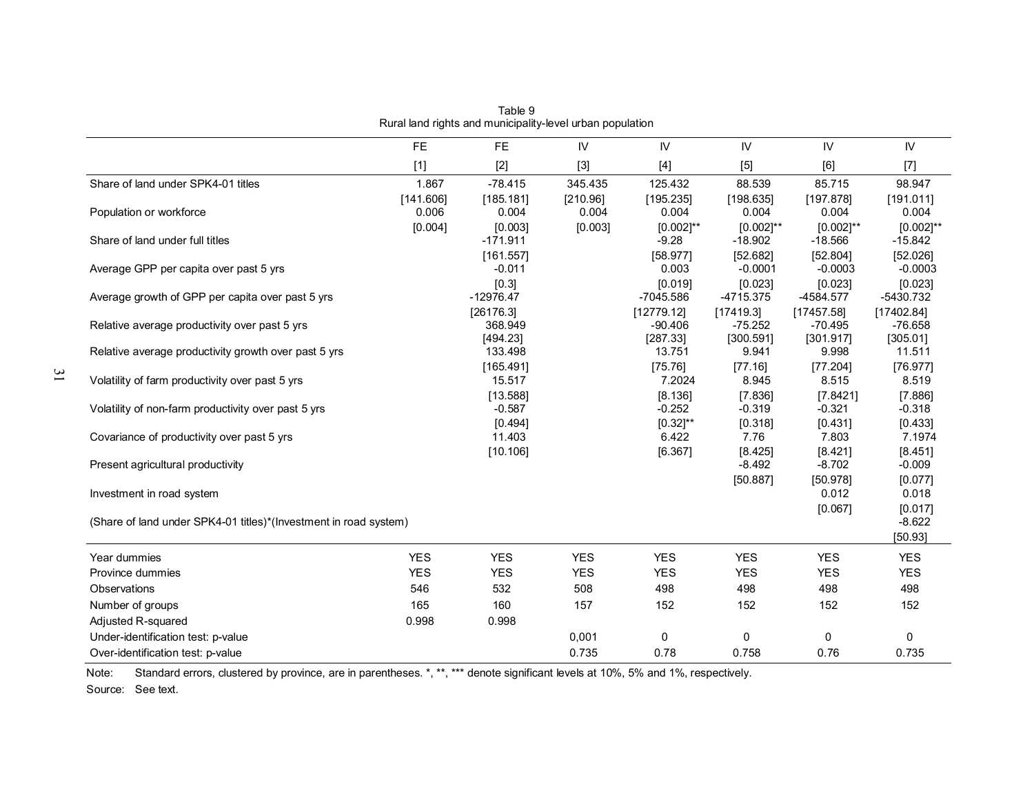Table 9
Rural land rights and municipality-level urban population

| | FE | FE | IV | IV | IV | IV | IV |
|---|---|---|---|---|---|---|---|
| | [1] | [2] | [3] | [4] | [5] | [6] | [7] |
| Share of land under SPK4-01 titles | 1.867 | -78.415 | 345.435 | 125.432 | 88.539 | 85.715 | 98.947 |
| | [141.606] | [185.181] | [210.96] | [195.235] | [198.635] | [197.878] | [191.011] |
| Population or workforce | 0.006 | 0.004 | 0.004 | 0.004 | 0.004 | 0.004 | 0.004 |
| | [0.004] | [0.003] | [0.003] | [0.002]** | [0.002]** | [0.002]** | [0.002]** |
| Share of land under full titles | | -171.911 | | -9.28 | -18.902 | -18.566 | -15.842 |
| | | [161.557] | | [58.977] | [52.682] | [52.804] | [52.026] |
| Average GPP per capita over past 5 yrs | | -0.011 | | 0.003 | -0.0001 | -0.0003 | -0.0003 |
| | | [0.3] | | [0.019] | [0.023] | [0.023] | [0.023] |
| Average growth of GPP per capita over past 5 yrs | | -12976.47 | | -7045.586 | -4715.375 | -4584.577 | -5430.732 |
| | | [26176.3] | | [12779.12] | [17419.3] | [17457.58] | [17402.84] |
| Relative average productivity over past 5 yrs | | 368.949 | | -90.406 | -75.252 | -70.495 | -76.658 |
| | | [494.23] | | [287.33] | [300.591] | [301.917] | [305.01] |
| Relative average productivity growth over past 5 yrs | | 133.498 | | 13.751 | 9.941 | 9.998 | 11.511 |
| | | [165.491] | | [75.76] | [77.16] | [77.204] | [76.977] |
| Volatility of farm productivity over past 5 yrs | | 15.517 | | 7.2024 | 8.945 | 8.515 | 8.519 |
| | | [13.588] | | [8.136] | [7.836] | [7.8421] | [7.886] |
| Volatility of non-farm productivity over past 5 yrs | | -0.587 | | -0.252 | -0.319 | -0.321 | -0.318 |
| | | [0.494] | | [0.32]** | [0.318] | [0.431] | [0.433] |
| Covariance of productivity over past 5 yrs | | 11.403 | | 6.422 | 7.76 | 7.803 | 7.1974 |
| | | [10.106] | | [6.367] | [8.425] | [8.421] | [8.451] |
| Present agricultural productivity | | | | | -8.492 | -8.702 | -0.009 |
| | | | | | [50.887] | [50.978] | [0.077] |
| Investment in road system | | | | | | 0.012 | 0.018 |
| | | | | | | [0.067] | [0.017] |
| (Share of land under SPK4-01 titles)*(Investment in road system) | | | | | | | -8.622 |
| | | | | | | | [50.93] |
| Year dummies | YES | YES | YES | YES | YES | YES | YES |
| Province dummies | YES | YES | YES | YES | YES | YES | YES |
| Observations | 546 | 532 | 508 | 498 | 498 | 498 | 498 |
| Number of groups | 165 | 160 | 157 | 152 | 152 | 152 | 152 |
| Adjusted R-squared | 0.998 | 0.998 | | | | | |
| Under-identification test: p-value | | | 0,001 | 0 | 0 | 0 | 0 |
| Over-identification test: p-value | | | 0.735 | 0.78 | 0.758 | 0.76 | 0.735 |

Note: Standard errors, clustered by province, are in parentheses. *, **, *** denote significant levels at 10%, 5% and 1%, respectively.

Source: See text.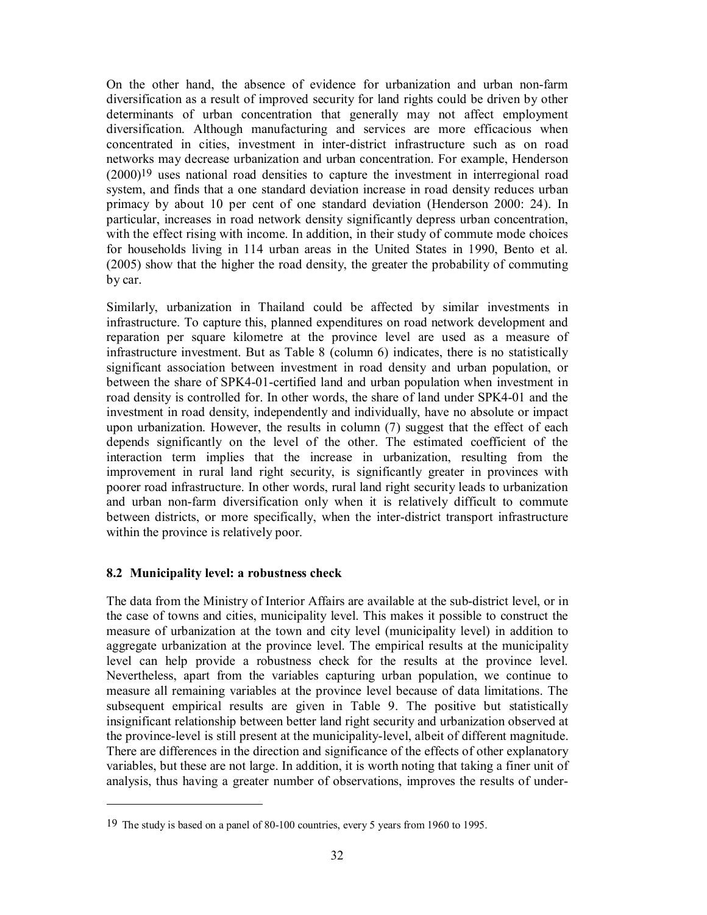On the other hand, the absence of evidence for urbanization and urban non-farm diversification as a result of improved security for land rights could be driven by other determinants of urban concentration that generally may not affect employment diversification. Although manufacturing and services are more efficacious when concentrated in cities, investment in inter-district infrastructure such as on road networks may decrease urbanization and urban concentration. For example, Henderson (2000)[19] uses national road densities to capture the investment in interregional road system, and finds that a one standard deviation increase in road density reduces urban primacy by about 10 per cent of one standard deviation (Henderson 2000: 24). In particular, increases in road network density significantly depress urban concentration, with the effect rising with income. In addition, in their study of commute mode choices for households living in 114 urban areas in the United States in 1990, Bento et al. (2005) show that the higher the road density, the greater the probability of commuting by car.

Similarly, urbanization in Thailand could be affected by similar investments in infrastructure. To capture this, planned expenditures on road network development and reparation per square kilometre at the province level are used as a measure of infrastructure investment. But as Table 8 (column 6) indicates, there is no statistically significant association between investment in road density and urban population, or between the share of SPK4-01-certified land and urban population when investment in road density is controlled for. In other words, the share of land under SPK4-01 and the investment in road density, independently and individually, have no absolute or impact upon urbanization. However, the results in column (7) suggest that the effect of each depends significantly on the level of the other. The estimated coefficient of the interaction term implies that the increase in urbanization, resulting from the improvement in rural land right security, is significantly greater in provinces with poorer road infrastructure. In other words, rural land right security leads to urbanization and urban non-farm diversification only when it is relatively difficult to commute between districts, or more specifically, when the inter-district transport infrastructure within the province is relatively poor.

### 8.2 Municipality level: a robustness check

The data from the Ministry of Interior Affairs are available at the sub-district level, or in the case of towns and cities, municipality level. This makes it possible to construct the measure of urbanization at the town and city level (municipality level) in addition to aggregate urbanization at the province level. The empirical results at the municipality level can help provide a robustness check for the results at the province level. Nevertheless, apart from the variables capturing urban population, we continue to measure all remaining variables at the province level because of data limitations. The subsequent empirical results are given in Table 9. The positive but statistically insignificant relationship between better land right security and urbanization observed at the province-level is still present at the municipality-level, albeit of different magnitude. There are differences in the direction and significance of the effects of other explanatory variables, but these are not large. In addition, it is worth noting that taking a finer unit of analysis, thus having a greater number of observations, improves the results of under-

---

[19] The study is based on a panel of 80-100 countries, every 5 years from 1960 to 1995.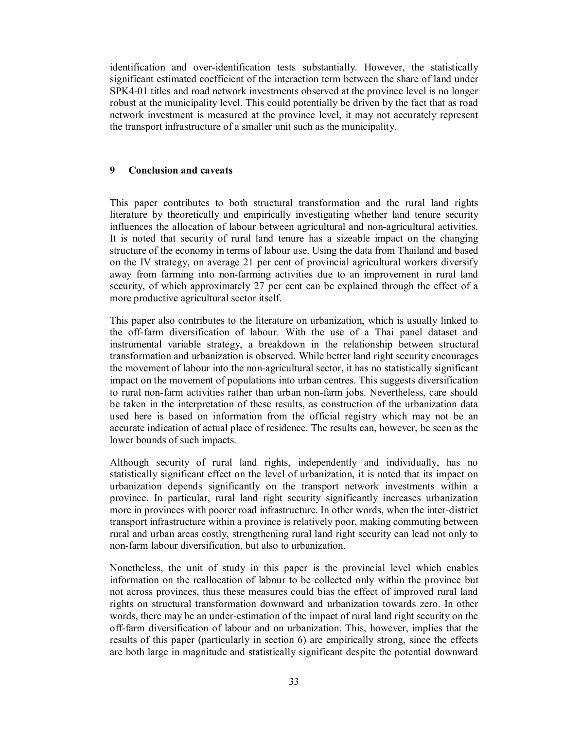identification and over-identification tests substantially. However, the statistically significant estimated coefficient of the interaction term between the share of land under SPK4-01 titles and road network investments observed at the province level is no longer robust at the municipality level. This could potentially be driven by the fact that as road network investment is measured at the province level, it may not accurately represent the transport infrastructure of a smaller unit such as the municipality.

## 9 Conclusion and caveats

This paper contributes to both structural transformation and the rural land rights literature by theoretically and empirically investigating whether land tenure security influences the allocation of labour between agricultural and non-agricultural activities. It is noted that security of rural land tenure has a sizeable impact on the changing structure of the economy in terms of labour use. Using the data from Thailand and based on the IV strategy, on average 21 per cent of provincial agricultural workers diversify away from farming into non-farming activities due to an improvement in rural land security, of which approximately 27 per cent can be explained through the effect of a more productive agricultural sector itself.

This paper also contributes to the literature on urbanization, which is usually linked to the off-farm diversification of labour. With the use of a Thai panel dataset and instrumental variable strategy, a breakdown in the relationship between structural transformation and urbanization is observed. While better land right security encourages the movement of labour into the non-agricultural sector, it has no statistically significant impact on the movement of populations into urban centres. This suggests diversification to rural non-farm activities rather than urban non-farm jobs. Nevertheless, care should be taken in the interpretation of these results, as construction of the urbanization data used here is based on information from the official registry which may not be an accurate indication of actual place of residence. The results can, however, be seen as the lower bounds of such impacts.

Although security of rural land rights, independently and individually, has no statistically significant effect on the level of urbanization, it is noted that its impact on urbanization depends significantly on the transport network investments within a province. In particular, rural land right security significantly increases urbanization more in provinces with poorer road infrastructure. In other words, when the inter-district transport infrastructure within a province is relatively poor, making commuting between rural and urban areas costly, strengthening rural land right security can lead not only to non-farm labour diversification, but also to urbanization.

Nonetheless, the unit of study in this paper is the provincial level which enables information on the reallocation of labour to be collected only within the province but not across provinces, thus these measures could bias the effect of improved rural land rights on structural transformation downward and urbanization towards zero. In other words, there may be an under-estimation of the impact of rural land right security on the off-farm diversification of labour and on urbanization. This, however, implies that the results of this paper (particularly in section 6) are empirically strong, since the effects are both large in magnitude and statistically significant despite the potential downward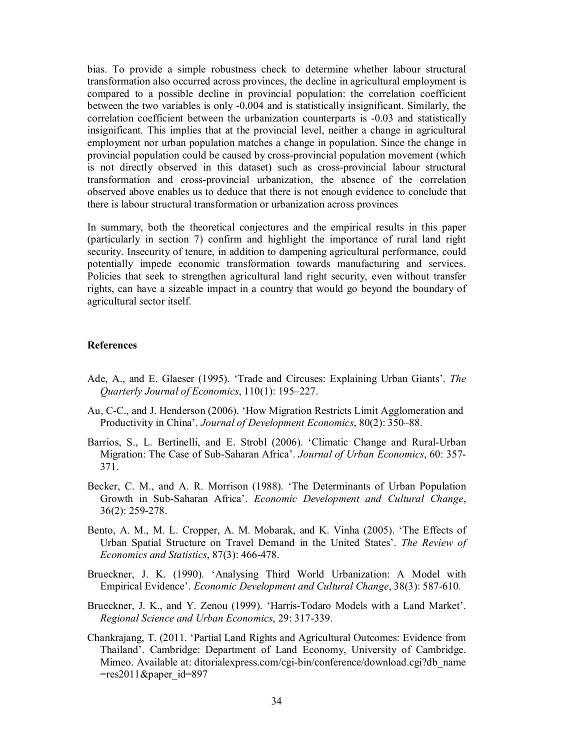bias. To provide a simple robustness check to determine whether labour structural transformation also occurred across provinces, the decline in agricultural employment is compared to a possible decline in provincial population: the correlation coefficient between the two variables is only -0.004 and is statistically insignificant. Similarly, the correlation coefficient between the urbanization counterparts is -0.03 and statistically insignificant. This implies that at the provincial level, neither a change in agricultural employment nor urban population matches a change in population. Since the change in provincial population could be caused by cross-provincial population movement (which is not directly observed in this dataset) such as cross-provincial labour structural transformation and cross-provincial urbanization, the absence of the correlation observed above enables us to deduce that there is not enough evidence to conclude that there is labour structural transformation or urbanization across provinces

In summary, both the theoretical conjectures and the empirical results in this paper (particularly in section 7) confirm and highlight the importance of rural land right security. Insecurity of tenure, in addition to dampening agricultural performance, could potentially impede economic transformation towards manufacturing and services. Policies that seek to strengthen agricultural land right security, even without transfer rights, can have a sizeable impact in a country that would go beyond the boundary of agricultural sector itself.

**References**

Ade, A., and E. Glaeser (1995). 'Trade and Circuses: Explaining Urban Giants'. *The Quarterly Journal of Economics*, 110(1): 195–227.

Au, C-C., and J. Henderson (2006). 'How Migration Restricts Limit Agglomeration and Productivity in China'. *Journal of Development Economics*, 80(2): 350–88.

Barrios, S., L. Bertinelli, and E. Strobl (2006). 'Climatic Change and Rural-Urban Migration: The Case of Sub-Saharan Africa'. *Journal of Urban Economics*, 60: 357-371.

Becker, C. M., and A. R. Morrison (1988). 'The Determinants of Urban Population Growth in Sub-Saharan Africa'. *Economic Development and Cultural Change*, 36(2): 259-278.

Bento, A. M., M. L. Cropper, A. M. Mobarak, and K. Vinha (2005). 'The Effects of Urban Spatial Structure on Travel Demand in the United States'. *The Review of Economics and Statistics*, 87(3): 466-478.

Brueckner, J. K. (1990). 'Analysing Third World Urbanization: A Model with Empirical Evidence'. *Economic Development and Cultural Change*, 38(3): 587-610.

Brueckner, J. K., and Y. Zenou (1999). 'Harris-Todaro Models with a Land Market'. *Regional Science and Urban Economics*, 29: 317-339.

Chankrajang, T. (2011. 'Partial Land Rights and Agricultural Outcomes: Evidence from Thailand'. Cambridge: Department of Land Economy, University of Cambridge. Mimeo. Available at: ditorialexpress.com/cgi-bin/conference/download.cgi?db_name =res2011&paper_id=897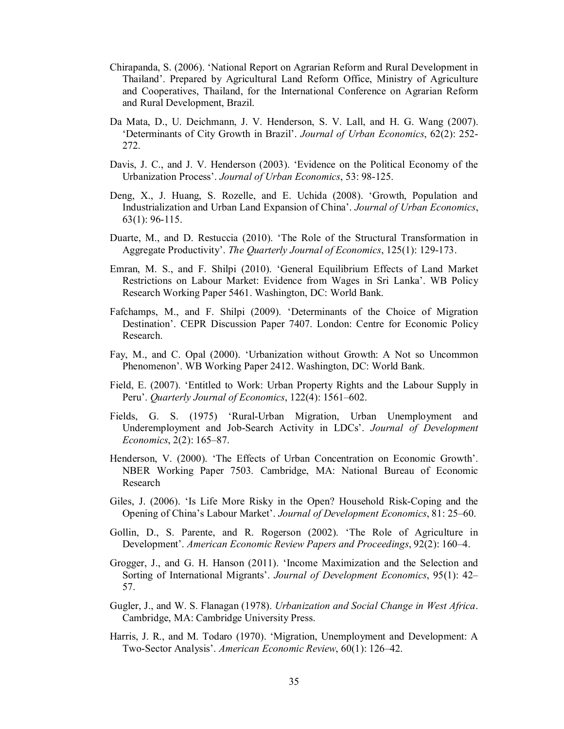Chirapanda, S. (2006). 'National Report on Agrarian Reform and Rural Development in Thailand'. Prepared by Agricultural Land Reform Office, Ministry of Agriculture and Cooperatives, Thailand, for the International Conference on Agrarian Reform and Rural Development, Brazil.

Da Mata, D., U. Deichmann, J. V. Henderson, S. V. Lall, and H. G. Wang (2007). 'Determinants of City Growth in Brazil'. *Journal of Urban Economics*, 62(2): 252-272.

Davis, J. C., and J. V. Henderson (2003). 'Evidence on the Political Economy of the Urbanization Process'. *Journal of Urban Economics*, 53: 98-125.

Deng, X., J. Huang, S. Rozelle, and E. Uchida (2008). 'Growth, Population and Industrialization and Urban Land Expansion of China'. *Journal of Urban Economics*, 63(1): 96-115.

Duarte, M., and D. Restuccia (2010). 'The Role of the Structural Transformation in Aggregate Productivity'. *The Quarterly Journal of Economics*, 125(1): 129-173.

Emran, M. S., and F. Shilpi (2010). 'General Equilibrium Effects of Land Market Restrictions on Labour Market: Evidence from Wages in Sri Lanka'. WB Policy Research Working Paper 5461. Washington, DC: World Bank.

Fafchamps, M., and F. Shilpi (2009). 'Determinants of the Choice of Migration Destination'. CEPR Discussion Paper 7407. London: Centre for Economic Policy Research.

Fay, M., and C. Opal (2000). 'Urbanization without Growth: A Not so Uncommon Phenomenon'. WB Working Paper 2412. Washington, DC: World Bank.

Field, E. (2007). 'Entitled to Work: Urban Property Rights and the Labour Supply in Peru'. *Quarterly Journal of Economics*, 122(4): 1561–602.

Fields, G. S. (1975) 'Rural-Urban Migration, Urban Unemployment and Underemployment and Job-Search Activity in LDCs'. *Journal of Development Economics*, 2(2): 165–87.

Henderson, V. (2000). 'The Effects of Urban Concentration on Economic Growth'. NBER Working Paper 7503. Cambridge, MA: National Bureau of Economic Research

Giles, J. (2006). 'Is Life More Risky in the Open? Household Risk-Coping and the Opening of China's Labour Market'. *Journal of Development Economics*, 81: 25–60.

Gollin, D., S. Parente, and R. Rogerson (2002). 'The Role of Agriculture in Development'. *American Economic Review Papers and Proceedings*, 92(2): 160–4.

Grogger, J., and G. H. Hanson (2011). 'Income Maximization and the Selection and Sorting of International Migrants'. *Journal of Development Economics*, 95(1): 42–57.

Gugler, J., and W. S. Flanagan (1978). *Urbanization and Social Change in West Africa*. Cambridge, MA: Cambridge University Press.

Harris, J. R., and M. Todaro (1970). 'Migration, Unemployment and Development: A Two-Sector Analysis'. *American Economic Review*, 60(1): 126–42.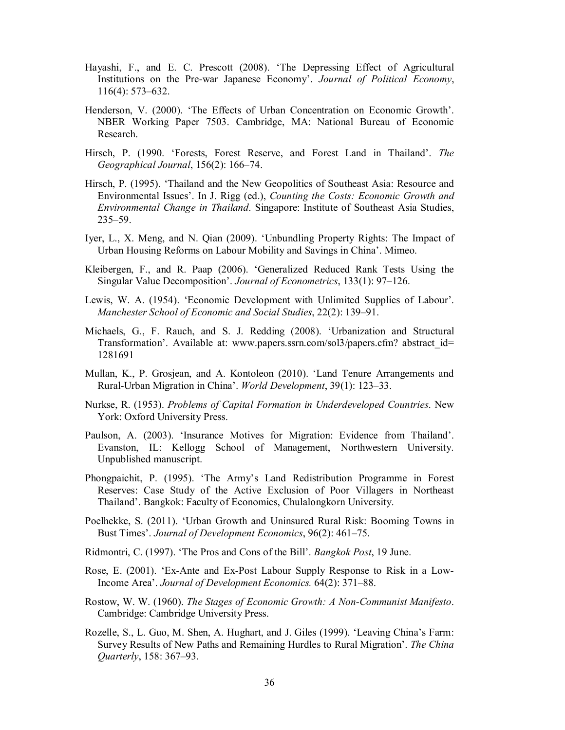Hayashi, F., and E. C. Prescott (2008). 'The Depressing Effect of Agricultural Institutions on the Pre-war Japanese Economy'. *Journal of Political Economy*, 116(4): 573–632.

Henderson, V. (2000). 'The Effects of Urban Concentration on Economic Growth'. NBER Working Paper 7503. Cambridge, MA: National Bureau of Economic Research.

Hirsch, P. (1990. 'Forests, Forest Reserve, and Forest Land in Thailand'. *The Geographical Journal*, 156(2): 166–74.

Hirsch, P. (1995). 'Thailand and the New Geopolitics of Southeast Asia: Resource and Environmental Issues'. In J. Rigg (ed.), *Counting the Costs: Economic Growth and Environmental Change in Thailand*. Singapore: Institute of Southeast Asia Studies, 235–59.

Iyer, L., X. Meng, and N. Qian (2009). 'Unbundling Property Rights: The Impact of Urban Housing Reforms on Labour Mobility and Savings in China'. Mimeo.

Kleibergen, F., and R. Paap (2006). 'Generalized Reduced Rank Tests Using the Singular Value Decomposition'. *Journal of Econometrics*, 133(1): 97–126.

Lewis, W. A. (1954). 'Economic Development with Unlimited Supplies of Labour'. *Manchester School of Economic and Social Studies*, 22(2): 139–91.

Michaels, G., F. Rauch, and S. J. Redding (2008). 'Urbanization and Structural Transformation'. Available at: www.papers.ssrn.com/sol3/papers.cfm? abstract_id= 1281691

Mullan, K., P. Grosjean, and A. Kontoleon (2010). 'Land Tenure Arrangements and Rural-Urban Migration in China'. *World Development*, 39(1): 123–33.

Nurkse, R. (1953). *Problems of Capital Formation in Underdeveloped Countries*. New York: Oxford University Press.

Paulson, A. (2003). 'Insurance Motives for Migration: Evidence from Thailand'. Evanston, IL: Kellogg School of Management, Northwestern University. Unpublished manuscript.

Phongpaichit, P. (1995). 'The Army's Land Redistribution Programme in Forest Reserves: Case Study of the Active Exclusion of Poor Villagers in Northeast Thailand'. Bangkok: Faculty of Economics, Chulalongkorn University.

Poelhekke, S. (2011). 'Urban Growth and Uninsured Rural Risk: Booming Towns in Bust Times'. *Journal of Development Economics*, 96(2): 461–75.

Ridmontri, C. (1997). 'The Pros and Cons of the Bill'. *Bangkok Post*, 19 June.

Rose, E. (2001). 'Ex-Ante and Ex-Post Labour Supply Response to Risk in a Low-Income Area'. *Journal of Development Economics.* 64(2): 371–88.

Rostow, W. W. (1960). *The Stages of Economic Growth: A Non-Communist Manifesto*. Cambridge: Cambridge University Press.

Rozelle, S., L. Guo, M. Shen, A. Hughart, and J. Giles (1999). 'Leaving China's Farm: Survey Results of New Paths and Remaining Hurdles to Rural Migration'. *The China Quarterly*, 158: 367–93.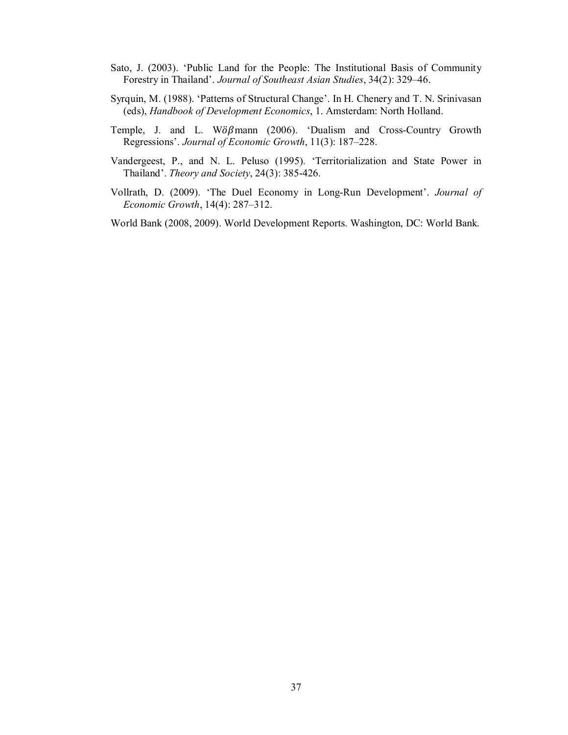Sato, J. (2003). 'Public Land for the People: The Institutional Basis of Community Forestry in Thailand'. *Journal of Southeast Asian Studies*, 34(2): 329–46.

Syrquin, M. (1988). 'Patterns of Structural Change'. In H. Chenery and T. N. Srinivasan (eds), *Handbook of Development Economics*, 1. Amsterdam: North Holland.

Temple, J. and L. Wö$\beta$mann (2006). 'Dualism and Cross-Country Growth Regressions'. *Journal of Economic Growth*, 11(3): 187–228.

Vandergeest, P., and N. L. Peluso (1995). 'Territorialization and State Power in Thailand'. *Theory and Society*, 24(3): 385-426.

Vollrath, D. (2009). 'The Duel Economy in Long-Run Development'. *Journal of Economic Growth*, 14(4): 287–312.

World Bank (2008, 2009). World Development Reports. Washington, DC: World Bank.